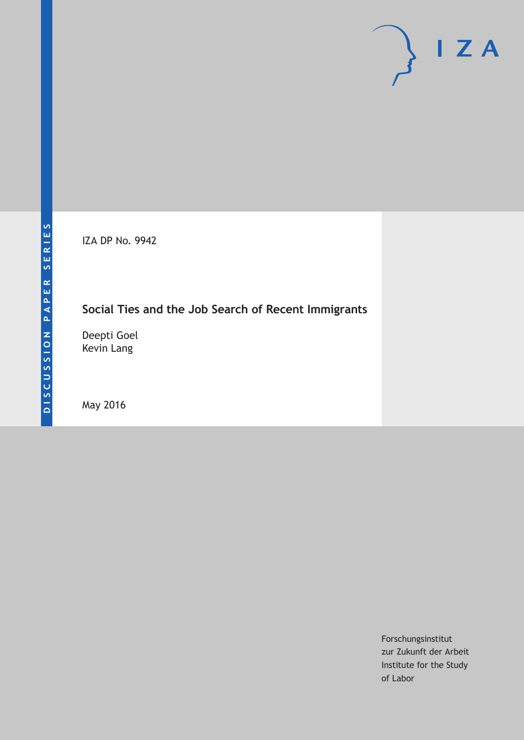DISCUSSION PAPER SERIES

IZA DP No. 9942

# Social Ties and the Job Search of Recent Immigrants

Deepti Goel
Kevin Lang

May 2016

Forschungsinstitut
zur Zukunft der Arbeit
Institute for the Study
of Labor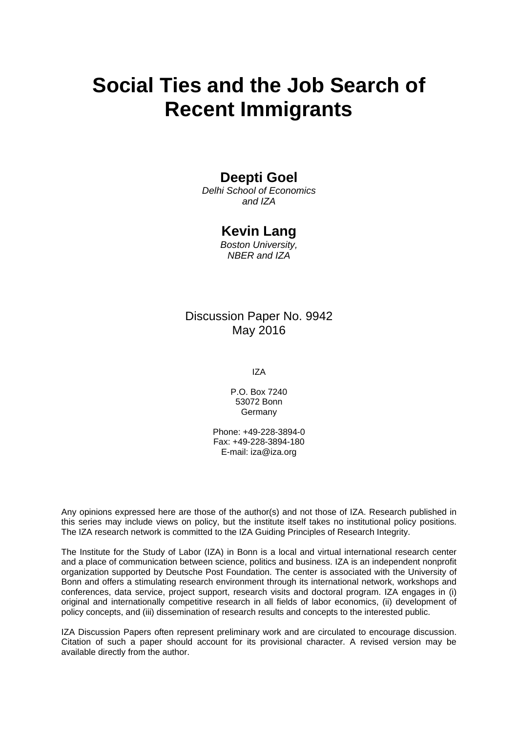# Social Ties and the Job Search of Recent Immigrants

**Deepti Goel**
*Delhi School of Economics and IZA*

**Kevin Lang**
*Boston University, NBER and IZA*

Discussion Paper No. 9942
May 2016

IZA

P.O. Box 7240
53072 Bonn
Germany

Phone: +49-228-3894-0
Fax: +49-228-3894-180
E-mail: iza@iza.org

Any opinions expressed here are those of the author(s) and not those of IZA. Research published in this series may include views on policy, but the institute itself takes no institutional policy positions. The IZA research network is committed to the IZA Guiding Principles of Research Integrity.

The Institute for the Study of Labor (IZA) in Bonn is a local and virtual international research center and a place of communication between science, politics and business. IZA is an independent nonprofit organization supported by Deutsche Post Foundation. The center is associated with the University of Bonn and offers a stimulating research environment through its international network, workshops and conferences, data service, project support, research visits and doctoral program. IZA engages in (i) original and internationally competitive research in all fields of labor economics, (ii) development of policy concepts, and (iii) dissemination of research results and concepts to the interested public.

IZA Discussion Papers often represent preliminary work and are circulated to encourage discussion. Citation of such a paper should account for its provisional character. A revised version may be available directly from the author.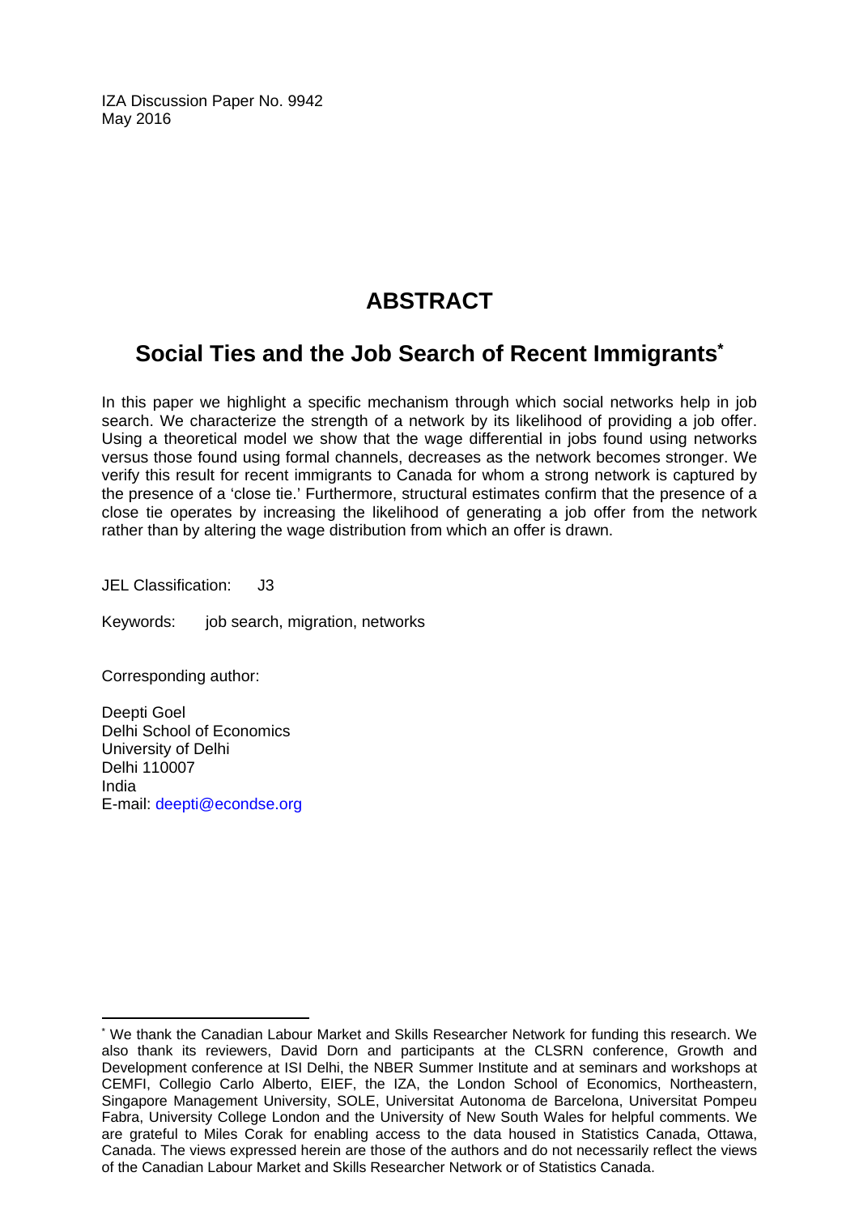IZA Discussion Paper No. 9942
May 2016

# ABSTRACT

## Social Ties and the Job Search of Recent Immigrants*

In this paper we highlight a specific mechanism through which social networks help in job search. We characterize the strength of a network by its likelihood of providing a job offer. Using a theoretical model we show that the wage differential in jobs found using networks versus those found using formal channels, decreases as the network becomes stronger. We verify this result for recent immigrants to Canada for whom a strong network is captured by the presence of a 'close tie.' Furthermore, structural estimates confirm that the presence of a close tie operates by increasing the likelihood of generating a job offer from the network rather than by altering the wage distribution from which an offer is drawn.

JEL Classification: J3

Keywords: job search, migration, networks

Corresponding author:

Deepti Goel
Delhi School of Economics
University of Delhi
Delhi 110007
India
E-mail: deepti@econdse.org

---

* We thank the Canadian Labour Market and Skills Researcher Network for funding this research. We also thank its reviewers, David Dorn and participants at the CLSRN conference, Growth and Development conference at ISI Delhi, the NBER Summer Institute and at seminars and workshops at CEMFI, Collegio Carlo Alberto, EIEF, the IZA, the London School of Economics, Northeastern, Singapore Management University, SOLE, Universitat Autonoma de Barcelona, Universitat Pompeu Fabra, University College London and the University of New South Wales for helpful comments. We are grateful to Miles Corak for enabling access to the data housed in Statistics Canada, Ottawa, Canada. The views expressed herein are those of the authors and do not necessarily reflect the views of the Canadian Labour Market and Skills Researcher Network or of Statistics Canada.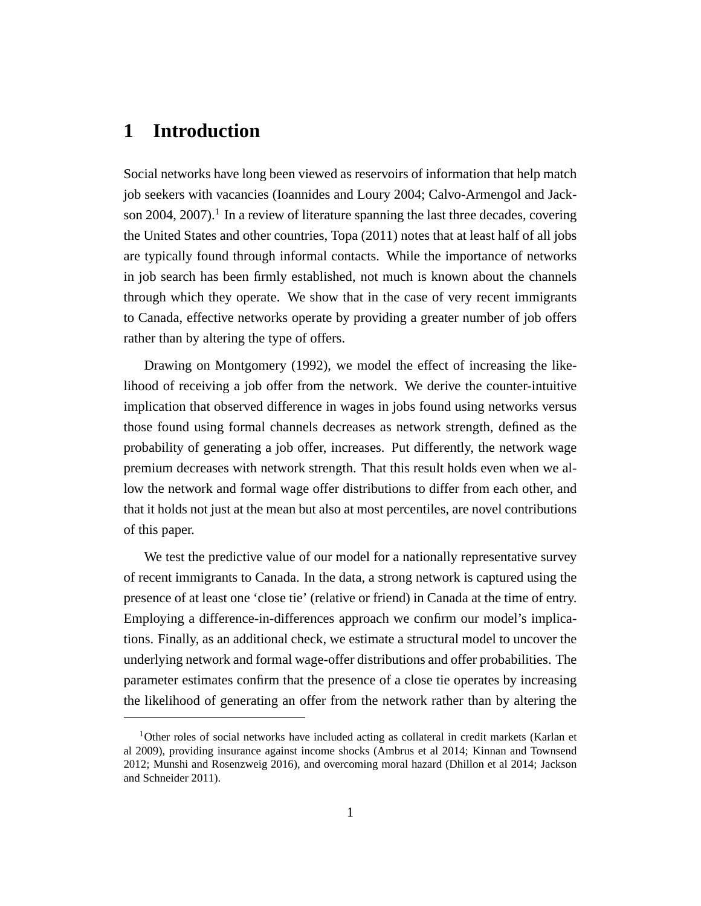# 1 Introduction

Social networks have long been viewed as reservoirs of information that help match job seekers with vacancies (Ioannides and Loury 2004; Calvo-Armengol and Jackson 2004, 2007).[1] In a review of literature spanning the last three decades, covering the United States and other countries, Topa (2011) notes that at least half of all jobs are typically found through informal contacts. While the importance of networks in job search has been firmly established, not much is known about the channels through which they operate. We show that in the case of very recent immigrants to Canada, effective networks operate by providing a greater number of job offers rather than by altering the type of offers.

Drawing on Montgomery (1992), we model the effect of increasing the likelihood of receiving a job offer from the network. We derive the counter-intuitive implication that observed difference in wages in jobs found using networks versus those found using formal channels decreases as network strength, defined as the probability of generating a job offer, increases. Put differently, the network wage premium decreases with network strength. That this result holds even when we allow the network and formal wage offer distributions to differ from each other, and that it holds not just at the mean but also at most percentiles, are novel contributions of this paper.

We test the predictive value of our model for a nationally representative survey of recent immigrants to Canada. In the data, a strong network is captured using the presence of at least one 'close tie' (relative or friend) in Canada at the time of entry. Employing a difference-in-differences approach we confirm our model's implications. Finally, as an additional check, we estimate a structural model to uncover the underlying network and formal wage-offer distributions and offer probabilities. The parameter estimates confirm that the presence of a close tie operates by increasing the likelihood of generating an offer from the network rather than by altering the

[1] Other roles of social networks have included acting as collateral in credit markets (Karlan et al 2009), providing insurance against income shocks (Ambrus et al 2014; Kinnan and Townsend 2012; Munshi and Rosenzweig 2016), and overcoming moral hazard (Dhillon et al 2014; Jackson and Schneider 2011).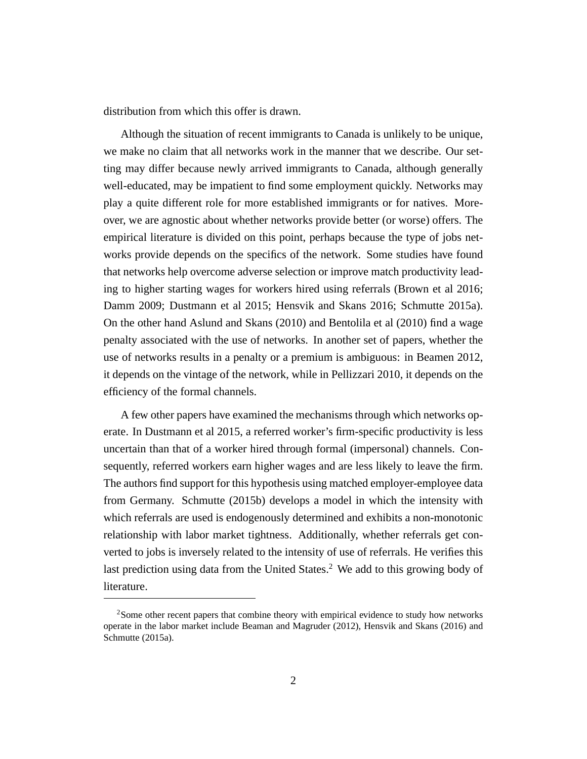distribution from which this offer is drawn.

Although the situation of recent immigrants to Canada is unlikely to be unique, we make no claim that all networks work in the manner that we describe. Our setting may differ because newly arrived immigrants to Canada, although generally well-educated, may be impatient to find some employment quickly. Networks may play a quite different role for more established immigrants or for natives. Moreover, we are agnostic about whether networks provide better (or worse) offers. The empirical literature is divided on this point, perhaps because the type of jobs networks provide depends on the specifics of the network. Some studies have found that networks help overcome adverse selection or improve match productivity leading to higher starting wages for workers hired using referrals (Brown et al 2016; Damm 2009; Dustmann et al 2015; Hensvik and Skans 2016; Schmutte 2015a). On the other hand Aslund and Skans (2010) and Bentolila et al (2010) find a wage penalty associated with the use of networks. In another set of papers, whether the use of networks results in a penalty or a premium is ambiguous: in Beamen 2012, it depends on the vintage of the network, while in Pellizzari 2010, it depends on the efficiency of the formal channels.

A few other papers have examined the mechanisms through which networks operate. In Dustmann et al 2015, a referred worker's firm-specific productivity is less uncertain than that of a worker hired through formal (impersonal) channels. Consequently, referred workers earn higher wages and are less likely to leave the firm. The authors find support for this hypothesis using matched employer-employee data from Germany. Schmutte (2015b) develops a model in which the intensity with which referrals are used is endogenously determined and exhibits a non-monotonic relationship with labor market tightness. Additionally, whether referrals get converted to jobs is inversely related to the intensity of use of referrals. He verifies this last prediction using data from the United States.[2] We add to this growing body of literature.

[2] Some other recent papers that combine theory with empirical evidence to study how networks operate in the labor market include Beaman and Magruder (2012), Hensvik and Skans (2016) and Schmutte (2015a).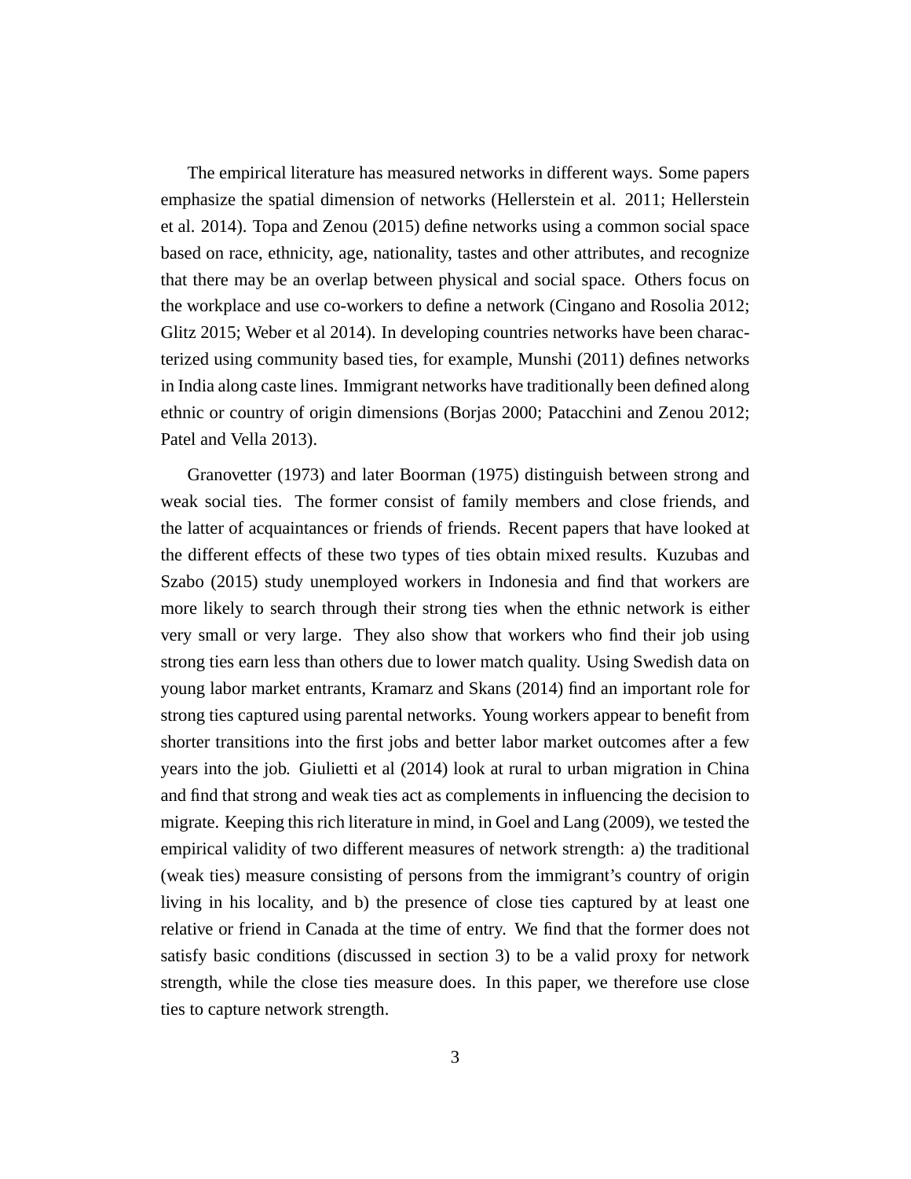The empirical literature has measured networks in different ways. Some papers emphasize the spatial dimension of networks (Hellerstein et al. 2011; Hellerstein et al. 2014). Topa and Zenou (2015) define networks using a common social space based on race, ethnicity, age, nationality, tastes and other attributes, and recognize that there may be an overlap between physical and social space. Others focus on the workplace and use co-workers to define a network (Cingano and Rosolia 2012; Glitz 2015; Weber et al 2014). In developing countries networks have been characterized using community based ties, for example, Munshi (2011) defines networks in India along caste lines. Immigrant networks have traditionally been defined along ethnic or country of origin dimensions (Borjas 2000; Patacchini and Zenou 2012; Patel and Vella 2013).

Granovetter (1973) and later Boorman (1975) distinguish between strong and weak social ties. The former consist of family members and close friends, and the latter of acquaintances or friends of friends. Recent papers that have looked at the different effects of these two types of ties obtain mixed results. Kuzubas and Szabo (2015) study unemployed workers in Indonesia and find that workers are more likely to search through their strong ties when the ethnic network is either very small or very large. They also show that workers who find their job using strong ties earn less than others due to lower match quality. Using Swedish data on young labor market entrants, Kramarz and Skans (2014) find an important role for strong ties captured using parental networks. Young workers appear to benefit from shorter transitions into the first jobs and better labor market outcomes after a few years into the job. Giulietti et al (2014) look at rural to urban migration in China and find that strong and weak ties act as complements in influencing the decision to migrate. Keeping this rich literature in mind, in Goel and Lang (2009), we tested the empirical validity of two different measures of network strength: a) the traditional (weak ties) measure consisting of persons from the immigrant's country of origin living in his locality, and b) the presence of close ties captured by at least one relative or friend in Canada at the time of entry. We find that the former does not satisfy basic conditions (discussed in section 3) to be a valid proxy for network strength, while the close ties measure does. In this paper, we therefore use close ties to capture network strength.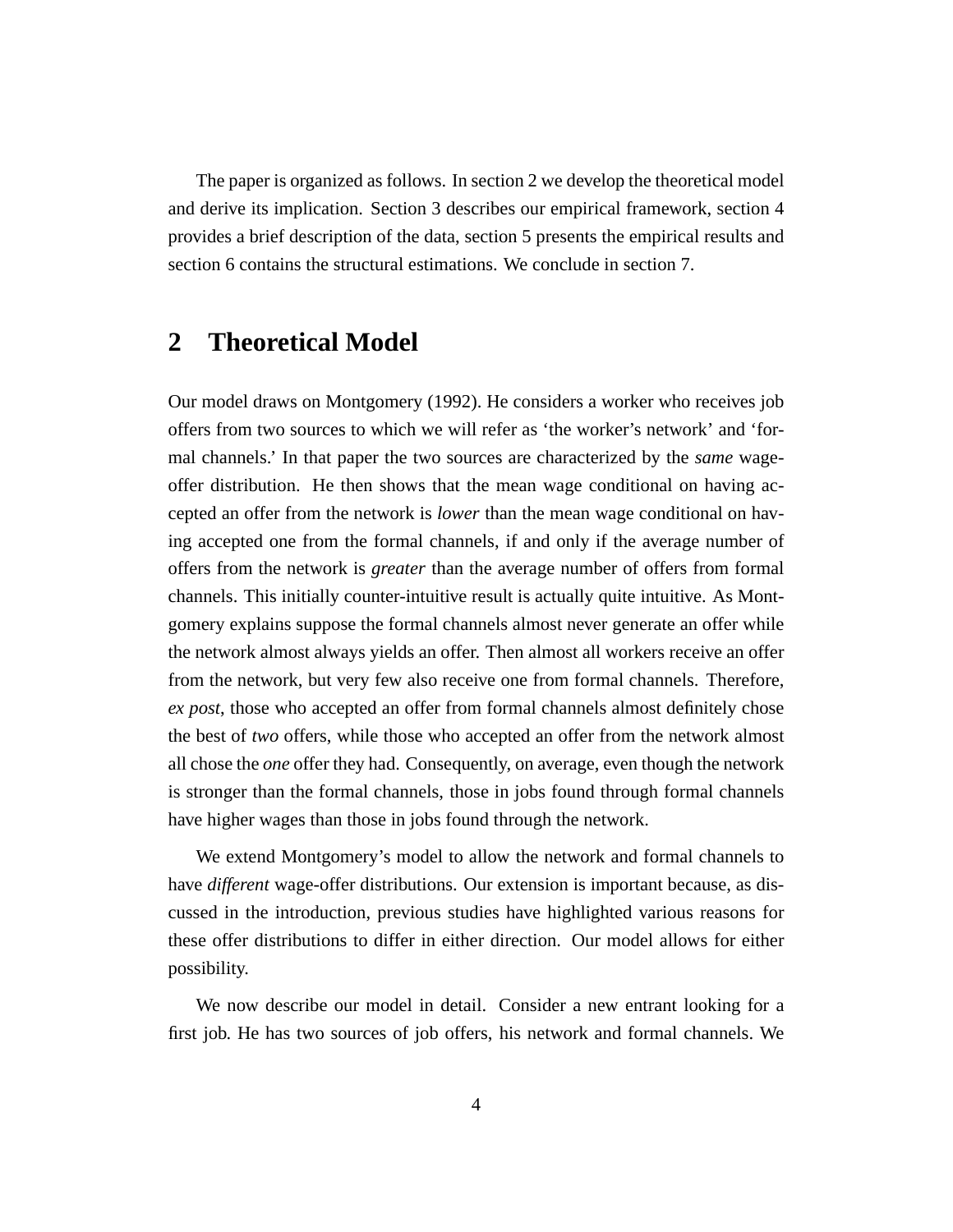The paper is organized as follows. In section 2 we develop the theoretical model and derive its implication. Section 3 describes our empirical framework, section 4 provides a brief description of the data, section 5 presents the empirical results and section 6 contains the structural estimations. We conclude in section 7.

## 2 Theoretical Model

Our model draws on Montgomery (1992). He considers a worker who receives job offers from two sources to which we will refer as 'the worker's network' and 'formal channels.' In that paper the two sources are characterized by the *same* wage-offer distribution. He then shows that the mean wage conditional on having accepted an offer from the network is *lower* than the mean wage conditional on having accepted one from the formal channels, if and only if the average number of offers from the network is *greater* than the average number of offers from formal channels. This initially counter-intuitive result is actually quite intuitive. As Montgomery explains suppose the formal channels almost never generate an offer while the network almost always yields an offer. Then almost all workers receive an offer from the network, but very few also receive one from formal channels. Therefore, *ex post*, those who accepted an offer from formal channels almost definitely chose the best of *two* offers, while those who accepted an offer from the network almost all chose the *one* offer they had. Consequently, on average, even though the network is stronger than the formal channels, those in jobs found through formal channels have higher wages than those in jobs found through the network.

We extend Montgomery's model to allow the network and formal channels to have *different* wage-offer distributions. Our extension is important because, as discussed in the introduction, previous studies have highlighted various reasons for these offer distributions to differ in either direction. Our model allows for either possibility.

We now describe our model in detail. Consider a new entrant looking for a first job. He has two sources of job offers, his network and formal channels. We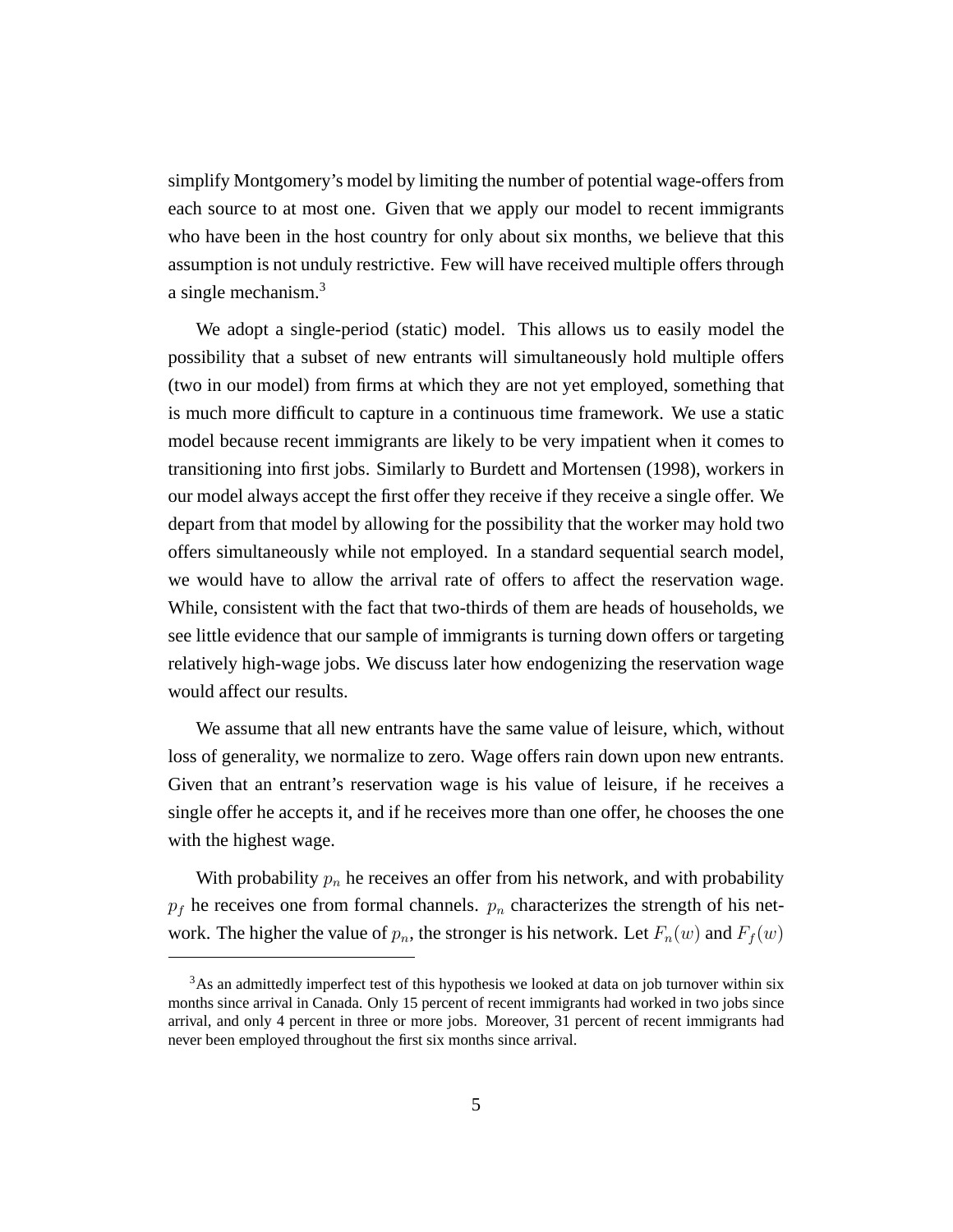simplify Montgomery's model by limiting the number of potential wage-offers from each source to at most one. Given that we apply our model to recent immigrants who have been in the host country for only about six months, we believe that this assumption is not unduly restrictive. Few will have received multiple offers through a single mechanism.[3]

We adopt a single-period (static) model. This allows us to easily model the possibility that a subset of new entrants will simultaneously hold multiple offers (two in our model) from firms at which they are not yet employed, something that is much more difficult to capture in a continuous time framework. We use a static model because recent immigrants are likely to be very impatient when it comes to transitioning into first jobs. Similarly to Burdett and Mortensen (1998), workers in our model always accept the first offer they receive if they receive a single offer. We depart from that model by allowing for the possibility that the worker may hold two offers simultaneously while not employed. In a standard sequential search model, we would have to allow the arrival rate of offers to affect the reservation wage. While, consistent with the fact that two-thirds of them are heads of households, we see little evidence that our sample of immigrants is turning down offers or targeting relatively high-wage jobs. We discuss later how endogenizing the reservation wage would affect our results.

We assume that all new entrants have the same value of leisure, which, without loss of generality, we normalize to zero. Wage offers rain down upon new entrants. Given that an entrant's reservation wage is his value of leisure, if he receives a single offer he accepts it, and if he receives more than one offer, he chooses the one with the highest wage.

With probability $p_n$ he receives an offer from his network, and with probability $p_f$ he receives one from formal channels. $p_n$ characterizes the strength of his network. The higher the value of $p_n$, the stronger is his network. Let $F_n(w)$ and $F_f(w)$

[3]As an admittedly imperfect test of this hypothesis we looked at data on job turnover within six months since arrival in Canada. Only 15 percent of recent immigrants had worked in two jobs since arrival, and only 4 percent in three or more jobs. Moreover, 31 percent of recent immigrants had never been employed throughout the first six months since arrival.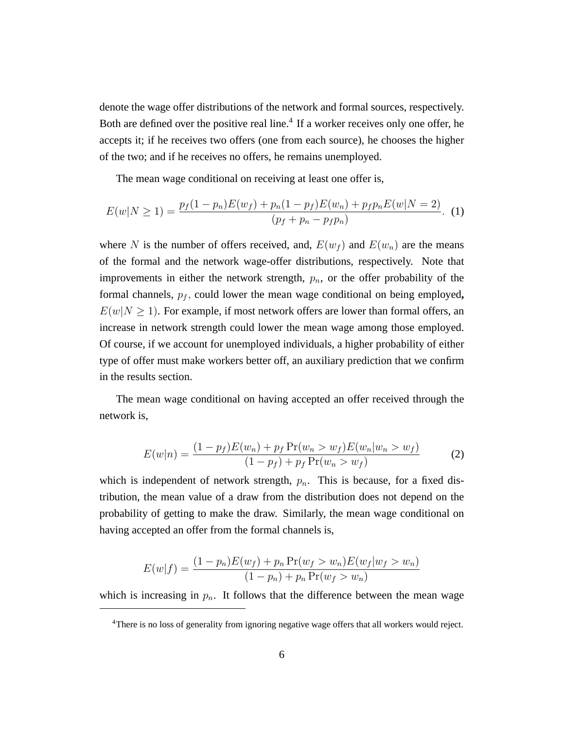denote the wage offer distributions of the network and formal sources, respectively. Both are defined over the positive real line.[4] If a worker receives only one offer, he accepts it; if he receives two offers (one from each source), he chooses the higher of the two; and if he receives no offers, he remains unemployed.

The mean wage conditional on receiving at least one offer is,

$$E(w|N \geq 1) = \frac{p_f(1-p_n)E(w_f) + p_n(1-p_f)E(w_n) + p_f p_n E(w|N=2)}{(p_f + p_n - p_f p_n)}. \quad (1)$$

where $N$ is the number of offers received, and, $E(w_f)$ and $E(w_n)$ are the means of the formal and the network wage-offer distributions, respectively. Note that improvements in either the network strength, $p_n$, or the offer probability of the formal channels, $p_f$, could lower the mean wage conditional on being employed**,** $E(w|N \geq 1)$. For example, if most network offers are lower than formal offers, an increase in network strength could lower the mean wage among those employed. Of course, if we account for unemployed individuals, a higher probability of either type of offer must make workers better off, an auxiliary prediction that we confirm in the results section.

The mean wage conditional on having accepted an offer received through the network is,

$$E(w|n) = \frac{(1-p_f)E(w_n) + p_f \Pr(w_n > w_f)E(w_n|w_n > w_f)}{(1-p_f) + p_f \Pr(w_n > w_f)} \quad (2)$$

which is independent of network strength, $p_n$. This is because, for a fixed distribution, the mean value of a draw from the distribution does not depend on the probability of getting to make the draw. Similarly, the mean wage conditional on having accepted an offer from the formal channels is,

$$E(w|f) = \frac{(1-p_n)E(w_f) + p_n \Pr(w_f > w_n)E(w_f|w_f > w_n)}{(1-p_n) + p_n \Pr(w_f > w_n)}$$

which is increasing in $p_n$. It follows that the difference between the mean wage

[4] There is no loss of generality from ignoring negative wage offers that all workers would reject.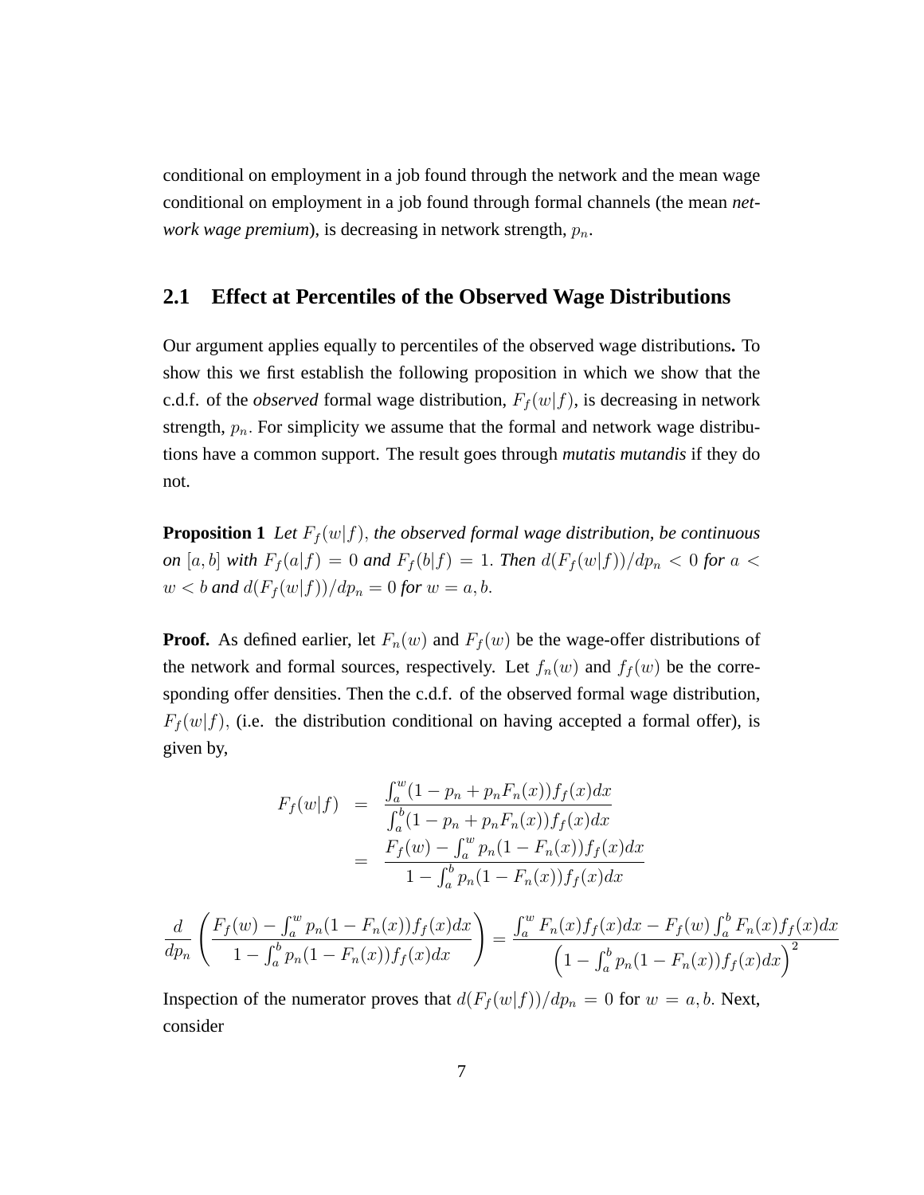conditional on employment in a job found through the network and the mean wage conditional on employment in a job found through formal channels (the mean *network wage premium*), is decreasing in network strength, $p_n$.

## 2.1 Effect at Percentiles of the Observed Wage Distributions

Our argument applies equally to percentiles of the observed wage distributions**.** To show this we first establish the following proposition in which we show that the c.d.f. of the *observed* formal wage distribution, $F_f(w|f)$, is decreasing in network strength, $p_n$. For simplicity we assume that the formal and network wage distributions have a common support. The result goes through *mutatis mutandis* if they do not.

**Proposition 1** *Let $F_f(w|f)$, the observed formal wage distribution, be continuous on $[a,b]$ with $F_f(a|f) = 0$ and $F_f(b|f) = 1$. Then $d(F_f(w|f))/dp_n < 0$ for $a < w < b$ and $d(F_f(w|f))/dp_n = 0$ for $w = a, b$.*

**Proof.** As defined earlier, let $F_n(w)$ and $F_f(w)$ be the wage-offer distributions of the network and formal sources, respectively. Let $f_n(w)$ and $f_f(w)$ be the corresponding offer densities. Then the c.d.f. of the observed formal wage distribution, $F_f(w|f)$, (i.e. the distribution conditional on having accepted a formal offer), is given by,

$$
\begin{aligned}
F_f(w|f) &= \frac{\int_a^w (1 - p_n + p_n F_n(x)) f_f(x) dx}{\int_a^b (1 - p_n + p_n F_n(x)) f_f(x) dx} \\
&= \frac{F_f(w) - \int_a^w p_n (1 - F_n(x)) f_f(x) dx}{1 - \int_a^b p_n (1 - F_n(x)) f_f(x) dx}
\end{aligned}
$$

$$
\frac{d}{dp_n}\left(\frac{F_f(w) - \int_a^w p_n(1 - F_n(x))f_f(x)dx}{1 - \int_a^b p_n(1 - F_n(x))f_f(x)dx}\right) = \frac{\int_a^w F_n(x)f_f(x)dx - F_f(w)\int_a^b F_n(x)f_f(x)dx}{\left(1 - \int_a^b p_n(1 - F_n(x))f_f(x)dx\right)^2}
$$

Inspection of the numerator proves that $d(F_f(w|f))/dp_n = 0$ for $w = a, b$. Next, consider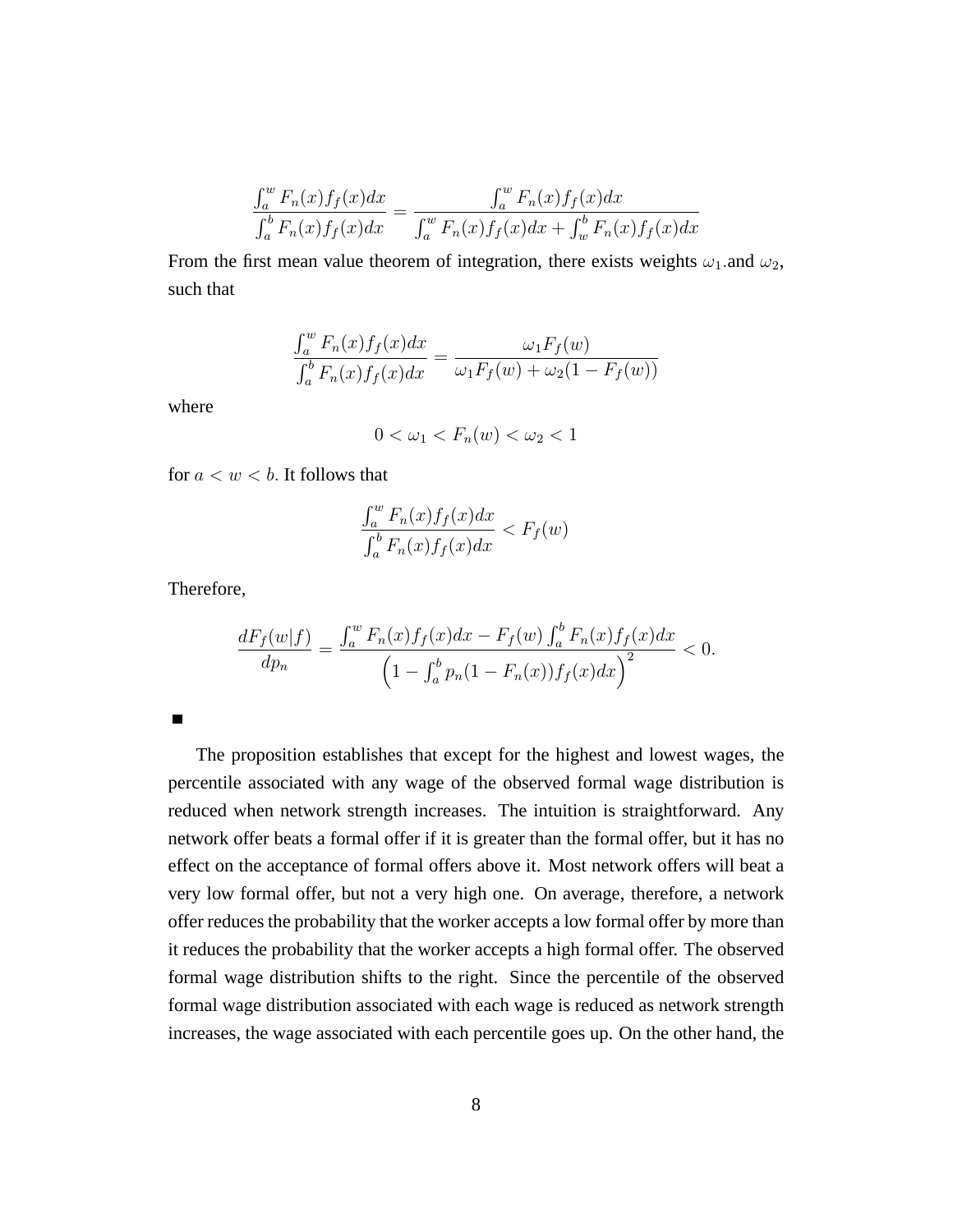$$\frac{\int_a^w F_n(x) f_f(x) dx}{\int_a^b F_n(x) f_f(x) dx} = \frac{\int_a^w F_n(x) f_f(x) dx}{\int_a^w F_n(x) f_f(x) dx + \int_w^b F_n(x) f_f(x) dx}$$

From the first mean value theorem of integration, there exists weights $\omega_1$.and $\omega_2$, such that

$$\frac{\int_a^w F_n(x) f_f(x) dx}{\int_a^b F_n(x) f_f(x) dx} = \frac{\omega_1 F_f(w)}{\omega_1 F_f(w) + \omega_2 (1 - F_f(w))}$$

where

$$0 < \omega_1 < F_n(w) < \omega_2 < 1$$

for $a < w < b$. It follows that

$$\frac{\int_a^w F_n(x) f_f(x) dx}{\int_a^b F_n(x) f_f(x) dx} < F_f(w)$$

Therefore,

$$\frac{dF_f(w|f)}{dp_n} = \frac{\int_a^w F_n(x) f_f(x) dx - F_f(w) \int_a^b F_n(x) f_f(x) dx}{\left(1 - \int_a^b p_n (1 - F_n(x)) f_f(x) dx\right)^2} < 0.$$

■

The proposition establishes that except for the highest and lowest wages, the percentile associated with any wage of the observed formal wage distribution is reduced when network strength increases. The intuition is straightforward. Any network offer beats a formal offer if it is greater than the formal offer, but it has no effect on the acceptance of formal offers above it. Most network offers will beat a very low formal offer, but not a very high one. On average, therefore, a network offer reduces the probability that the worker accepts a low formal offer by more than it reduces the probability that the worker accepts a high formal offer. The observed formal wage distribution shifts to the right. Since the percentile of the observed formal wage distribution associated with each wage is reduced as network strength increases, the wage associated with each percentile goes up. On the other hand, the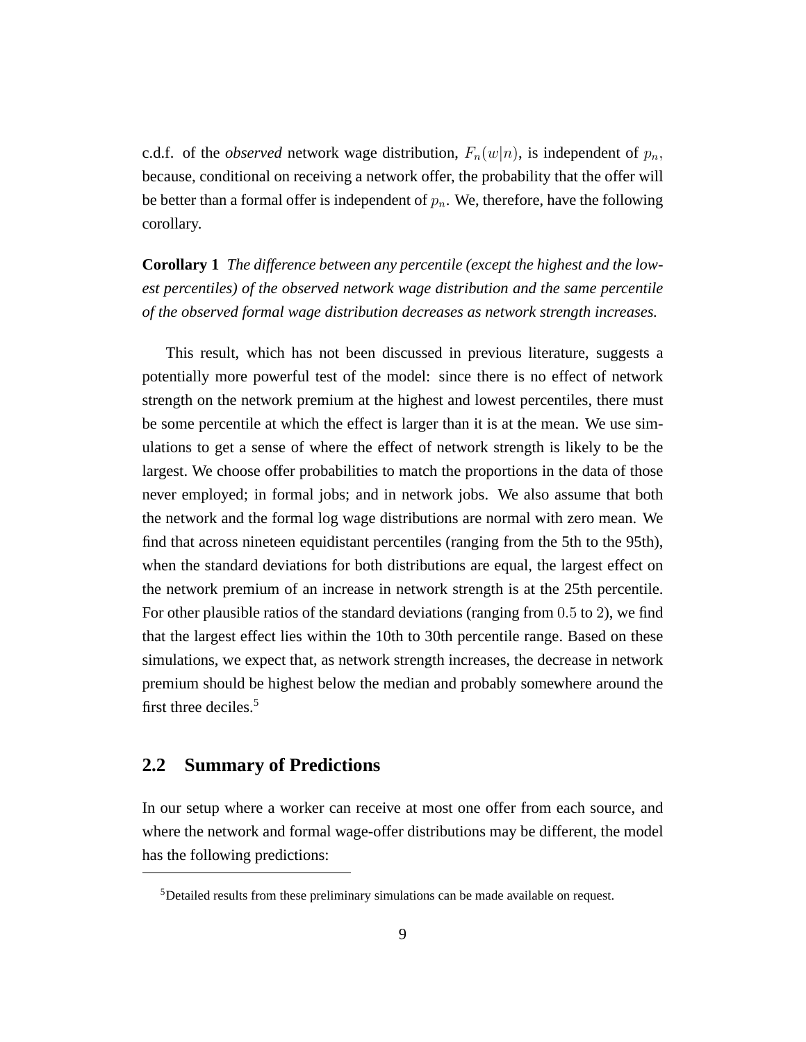c.d.f. of the *observed* network wage distribution, $F_n(w|n)$, is independent of $p_n$, because, conditional on receiving a network offer, the probability that the offer will be better than a formal offer is independent of $p_n$. We, therefore, have the following corollary.

**Corollary 1** *The difference between any percentile (except the highest and the lowest percentiles) of the observed network wage distribution and the same percentile of the observed formal wage distribution decreases as network strength increases.*

This result, which has not been discussed in previous literature, suggests a potentially more powerful test of the model: since there is no effect of network strength on the network premium at the highest and lowest percentiles, there must be some percentile at which the effect is larger than it is at the mean. We use simulations to get a sense of where the effect of network strength is likely to be the largest. We choose offer probabilities to match the proportions in the data of those never employed; in formal jobs; and in network jobs. We also assume that both the network and the formal log wage distributions are normal with zero mean. We find that across nineteen equidistant percentiles (ranging from the 5th to the 95th), when the standard deviations for both distributions are equal, the largest effect on the network premium of an increase in network strength is at the 25th percentile. For other plausible ratios of the standard deviations (ranging from $0.5$ to $2$), we find that the largest effect lies within the 10th to 30th percentile range. Based on these simulations, we expect that, as network strength increases, the decrease in network premium should be highest below the median and probably somewhere around the first three deciles.[5]

## 2.2 Summary of Predictions

In our setup where a worker can receive at most one offer from each source, and where the network and formal wage-offer distributions may be different, the model has the following predictions:

[5]Detailed results from these preliminary simulations can be made available on request.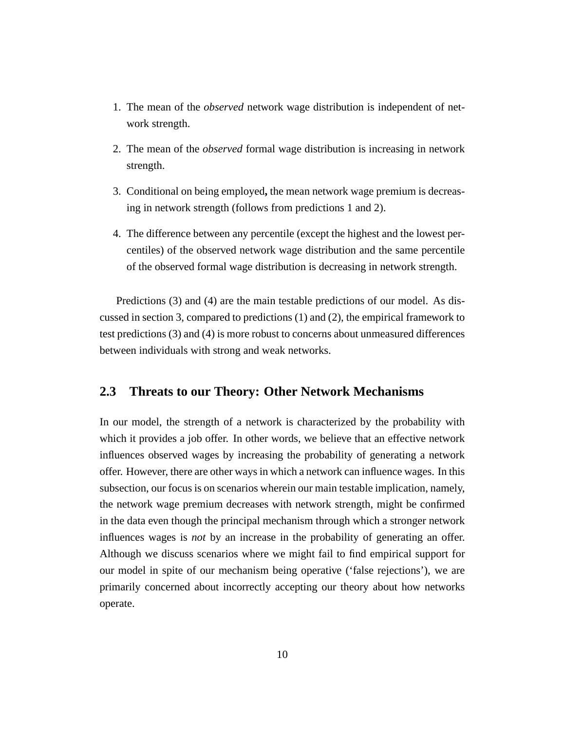1. The mean of the *observed* network wage distribution is independent of network strength.

2. The mean of the *observed* formal wage distribution is increasing in network strength.

3. Conditional on being employed**,** the mean network wage premium is decreasing in network strength (follows from predictions 1 and 2).

4. The difference between any percentile (except the highest and the lowest percentiles) of the observed network wage distribution and the same percentile of the observed formal wage distribution is decreasing in network strength.

Predictions (3) and (4) are the main testable predictions of our model. As discussed in section 3, compared to predictions (1) and (2), the empirical framework to test predictions (3) and (4) is more robust to concerns about unmeasured differences between individuals with strong and weak networks.

## 2.3 Threats to our Theory: Other Network Mechanisms

In our model, the strength of a network is characterized by the probability with which it provides a job offer. In other words, we believe that an effective network influences observed wages by increasing the probability of generating a network offer. However, there are other ways in which a network can influence wages. In this subsection, our focus is on scenarios wherein our main testable implication, namely, the network wage premium decreases with network strength, might be confirmed in the data even though the principal mechanism through which a stronger network influences wages is *not* by an increase in the probability of generating an offer. Although we discuss scenarios where we might fail to find empirical support for our model in spite of our mechanism being operative ('false rejections'), we are primarily concerned about incorrectly accepting our theory about how networks operate.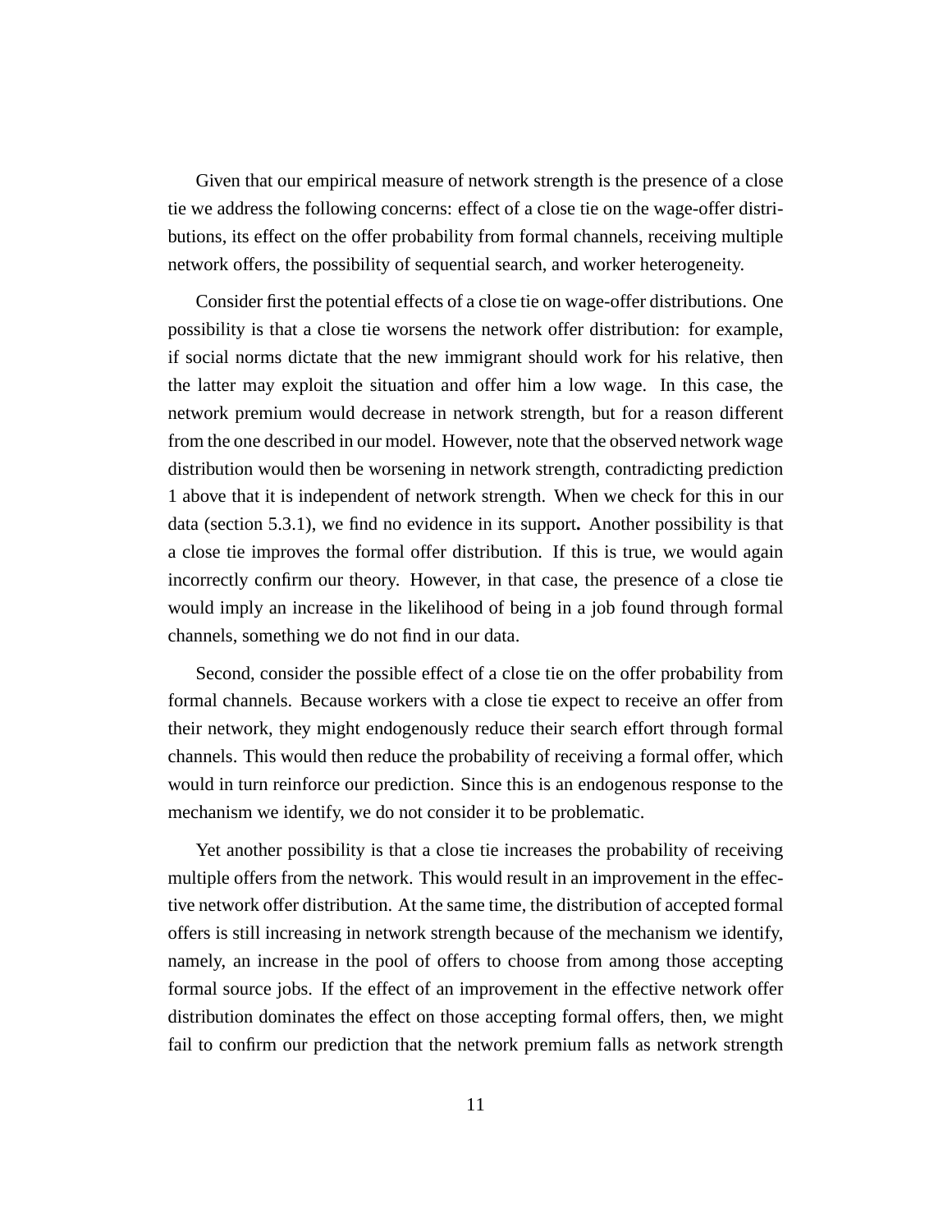Given that our empirical measure of network strength is the presence of a close tie we address the following concerns: effect of a close tie on the wage-offer distributions, its effect on the offer probability from formal channels, receiving multiple network offers, the possibility of sequential search, and worker heterogeneity.

Consider first the potential effects of a close tie on wage-offer distributions. One possibility is that a close tie worsens the network offer distribution: for example, if social norms dictate that the new immigrant should work for his relative, then the latter may exploit the situation and offer him a low wage. In this case, the network premium would decrease in network strength, but for a reason different from the one described in our model. However, note that the observed network wage distribution would then be worsening in network strength, contradicting prediction 1 above that it is independent of network strength. When we check for this in our data (section 5.3.1), we find no evidence in its support. Another possibility is that a close tie improves the formal offer distribution. If this is true, we would again incorrectly confirm our theory. However, in that case, the presence of a close tie would imply an increase in the likelihood of being in a job found through formal channels, something we do not find in our data.

Second, consider the possible effect of a close tie on the offer probability from formal channels. Because workers with a close tie expect to receive an offer from their network, they might endogenously reduce their search effort through formal channels. This would then reduce the probability of receiving a formal offer, which would in turn reinforce our prediction. Since this is an endogenous response to the mechanism we identify, we do not consider it to be problematic.

Yet another possibility is that a close tie increases the probability of receiving multiple offers from the network. This would result in an improvement in the effective network offer distribution. At the same time, the distribution of accepted formal offers is still increasing in network strength because of the mechanism we identify, namely, an increase in the pool of offers to choose from among those accepting formal source jobs. If the effect of an improvement in the effective network offer distribution dominates the effect on those accepting formal offers, then, we might fail to confirm our prediction that the network premium falls as network strength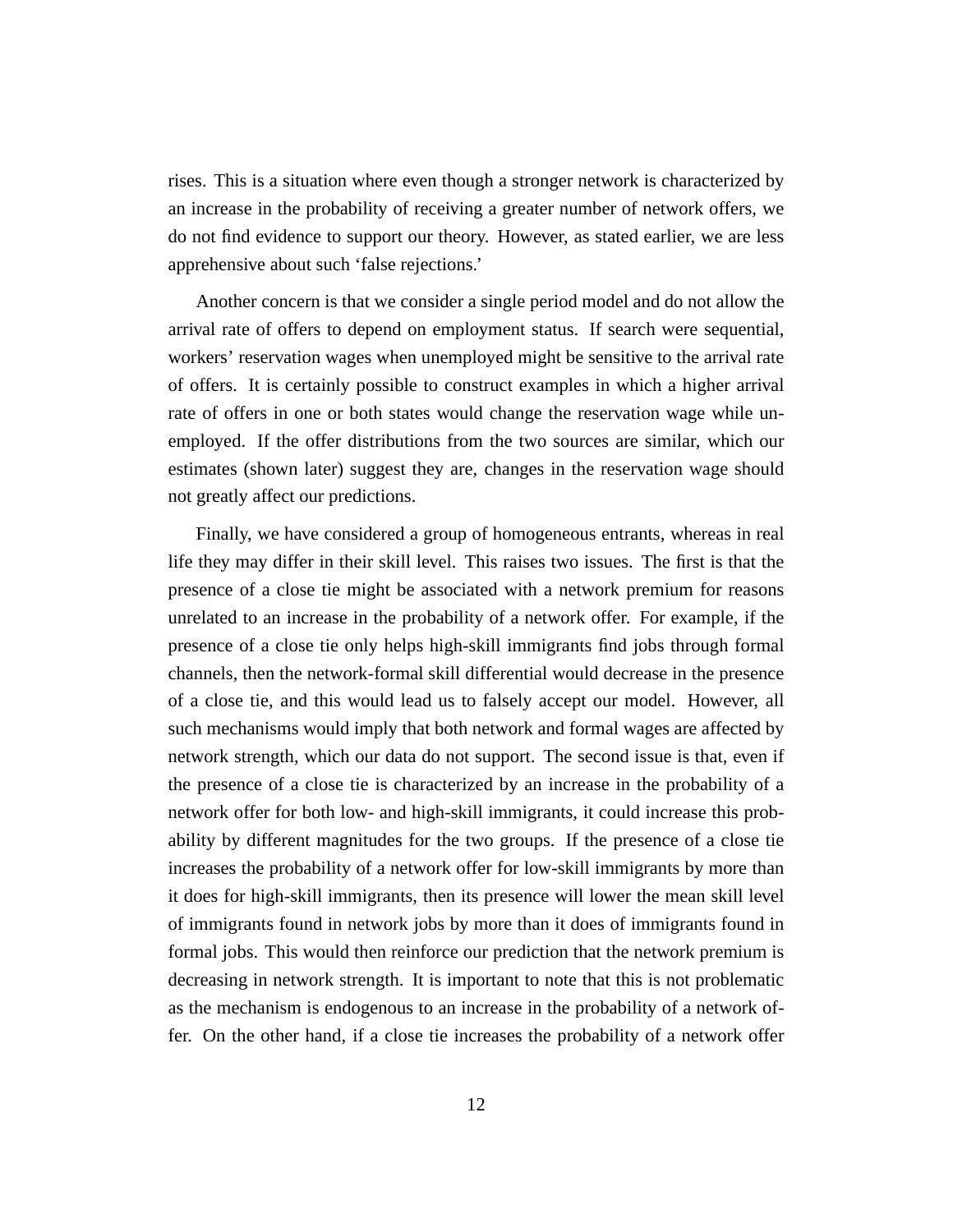rises. This is a situation where even though a stronger network is characterized by an increase in the probability of receiving a greater number of network offers, we do not find evidence to support our theory. However, as stated earlier, we are less apprehensive about such 'false rejections.'

Another concern is that we consider a single period model and do not allow the arrival rate of offers to depend on employment status. If search were sequential, workers' reservation wages when unemployed might be sensitive to the arrival rate of offers. It is certainly possible to construct examples in which a higher arrival rate of offers in one or both states would change the reservation wage while unemployed. If the offer distributions from the two sources are similar, which our estimates (shown later) suggest they are, changes in the reservation wage should not greatly affect our predictions.

Finally, we have considered a group of homogeneous entrants, whereas in real life they may differ in their skill level. This raises two issues. The first is that the presence of a close tie might be associated with a network premium for reasons unrelated to an increase in the probability of a network offer. For example, if the presence of a close tie only helps high-skill immigrants find jobs through formal channels, then the network-formal skill differential would decrease in the presence of a close tie, and this would lead us to falsely accept our model. However, all such mechanisms would imply that both network and formal wages are affected by network strength, which our data do not support. The second issue is that, even if the presence of a close tie is characterized by an increase in the probability of a network offer for both low- and high-skill immigrants, it could increase this probability by different magnitudes for the two groups. If the presence of a close tie increases the probability of a network offer for low-skill immigrants by more than it does for high-skill immigrants, then its presence will lower the mean skill level of immigrants found in network jobs by more than it does of immigrants found in formal jobs. This would then reinforce our prediction that the network premium is decreasing in network strength. It is important to note that this is not problematic as the mechanism is endogenous to an increase in the probability of a network offer. On the other hand, if a close tie increases the probability of a network offer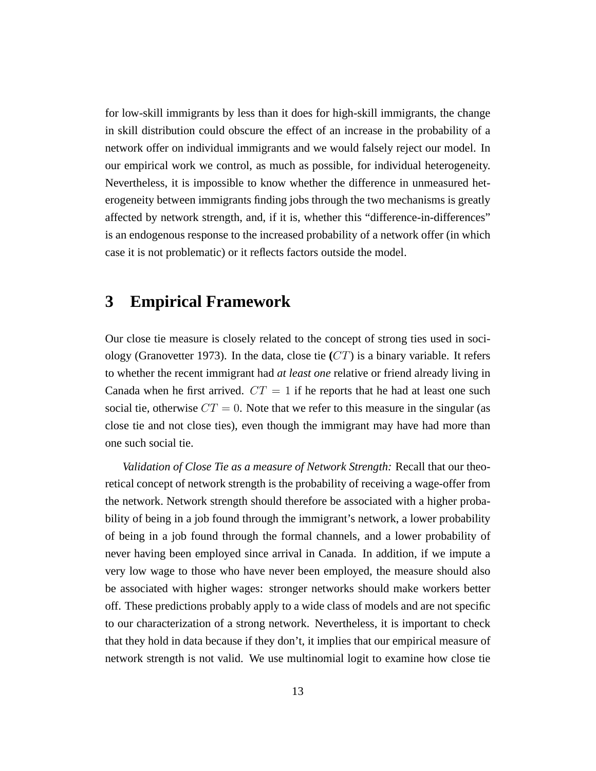for low-skill immigrants by less than it does for high-skill immigrants, the change in skill distribution could obscure the effect of an increase in the probability of a network offer on individual immigrants and we would falsely reject our model. In our empirical work we control, as much as possible, for individual heterogeneity. Nevertheless, it is impossible to know whether the difference in unmeasured heterogeneity between immigrants finding jobs through the two mechanisms is greatly affected by network strength, and, if it is, whether this "difference-in-differences" is an endogenous response to the increased probability of a network offer (in which case it is not problematic) or it reflects factors outside the model.

# 3 Empirical Framework

Our close tie measure is closely related to the concept of strong ties used in sociology (Granovetter 1973). In the data, close tie **(**$CT$**)** is a binary variable. It refers to whether the recent immigrant had *at least one* relative or friend already living in Canada when he first arrived. $CT = 1$ if he reports that he had at least one such social tie, otherwise $CT = 0$. Note that we refer to this measure in the singular (as close tie and not close ties), even though the immigrant may have had more than one such social tie.

*Validation of Close Tie as a measure of Network Strength:* Recall that our theoretical concept of network strength is the probability of receiving a wage-offer from the network. Network strength should therefore be associated with a higher probability of being in a job found through the immigrant's network, a lower probability of being in a job found through the formal channels, and a lower probability of never having been employed since arrival in Canada. In addition, if we impute a very low wage to those who have never been employed, the measure should also be associated with higher wages: stronger networks should make workers better off. These predictions probably apply to a wide class of models and are not specific to our characterization of a strong network. Nevertheless, it is important to check that they hold in data because if they don't, it implies that our empirical measure of network strength is not valid. We use multinomial logit to examine how close tie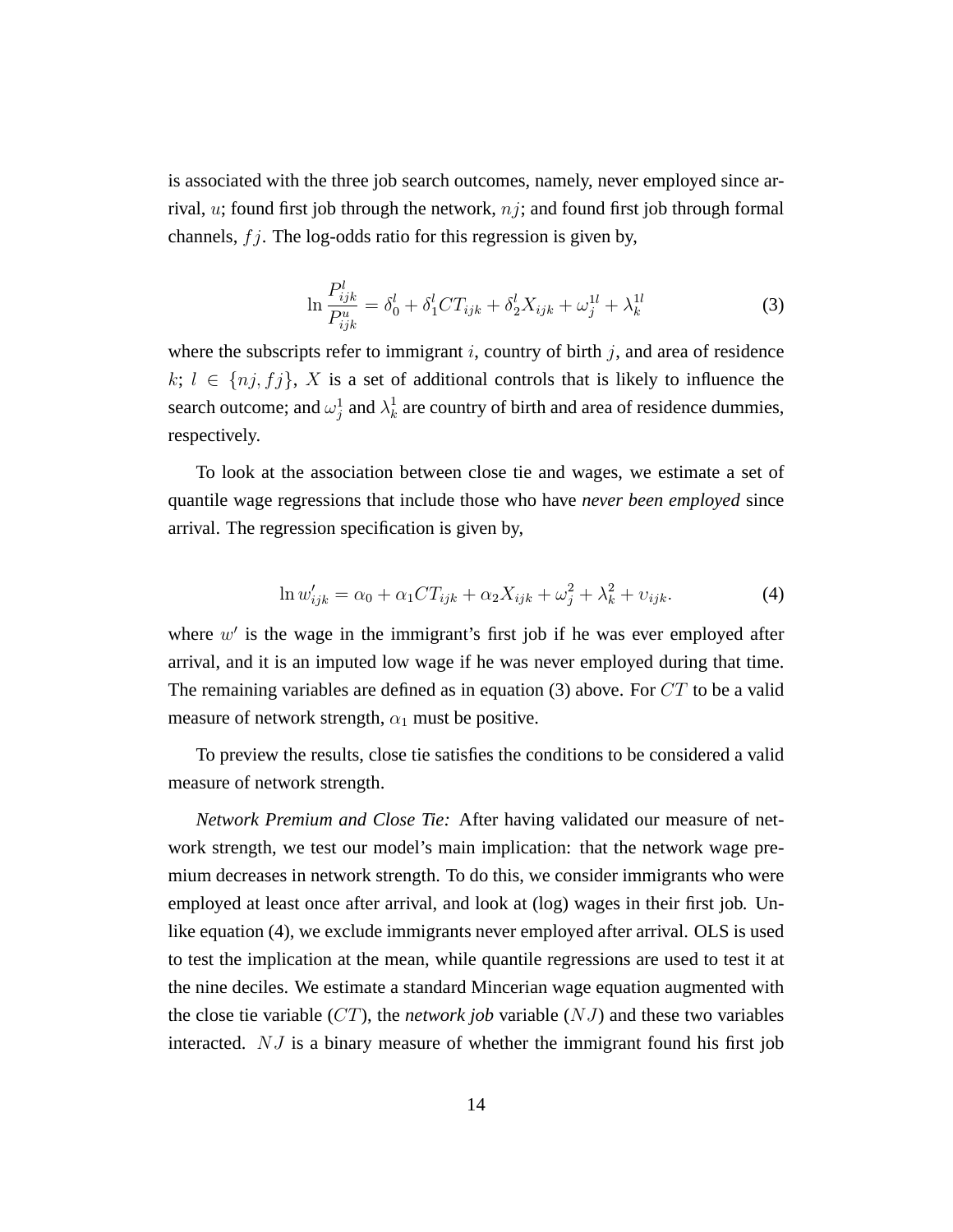is associated with the three job search outcomes, namely, never employed since arrival, $u$; found first job through the network, $nj$; and found first job through formal channels, $fj$. The log-odds ratio for this regression is given by,

$$\ln \frac{P_{ijk}^{l}}{P_{ijk}^{u}} = \delta_0^l + \delta_1^l CT_{ijk} + \delta_2^l X_{ijk} + \omega_j^{1l} + \lambda_k^{1l} \tag{3}$$

where the subscripts refer to immigrant $i$, country of birth $j$, and area of residence $k$; $l \in \{nj, fj\}$, $X$ is a set of additional controls that is likely to influence the search outcome; and $\omega_j^1$ and $\lambda_k^1$ are country of birth and area of residence dummies, respectively.

To look at the association between close tie and wages, we estimate a set of quantile wage regressions that include those who have *never been employed* since arrival. The regression specification is given by,

$$\ln w'_{ijk} = \alpha_0 + \alpha_1 CT_{ijk} + \alpha_2 X_{ijk} + \omega_j^2 + \lambda_k^2 + \upsilon_{ijk}. \tag{4}$$

where $w'$ is the wage in the immigrant's first job if he was ever employed after arrival, and it is an imputed low wage if he was never employed during that time. The remaining variables are defined as in equation (3) above. For $CT$ to be a valid measure of network strength, $\alpha_1$ must be positive.

To preview the results, close tie satisfies the conditions to be considered a valid measure of network strength.

*Network Premium and Close Tie:* After having validated our measure of network strength, we test our model's main implication: that the network wage premium decreases in network strength. To do this, we consider immigrants who were employed at least once after arrival, and look at (log) wages in their first job. Unlike equation (4), we exclude immigrants never employed after arrival. OLS is used to test the implication at the mean, while quantile regressions are used to test it at the nine deciles. We estimate a standard Mincerian wage equation augmented with the close tie variable ($CT$), the *network job* variable ($NJ$) and these two variables interacted. $NJ$ is a binary measure of whether the immigrant found his first job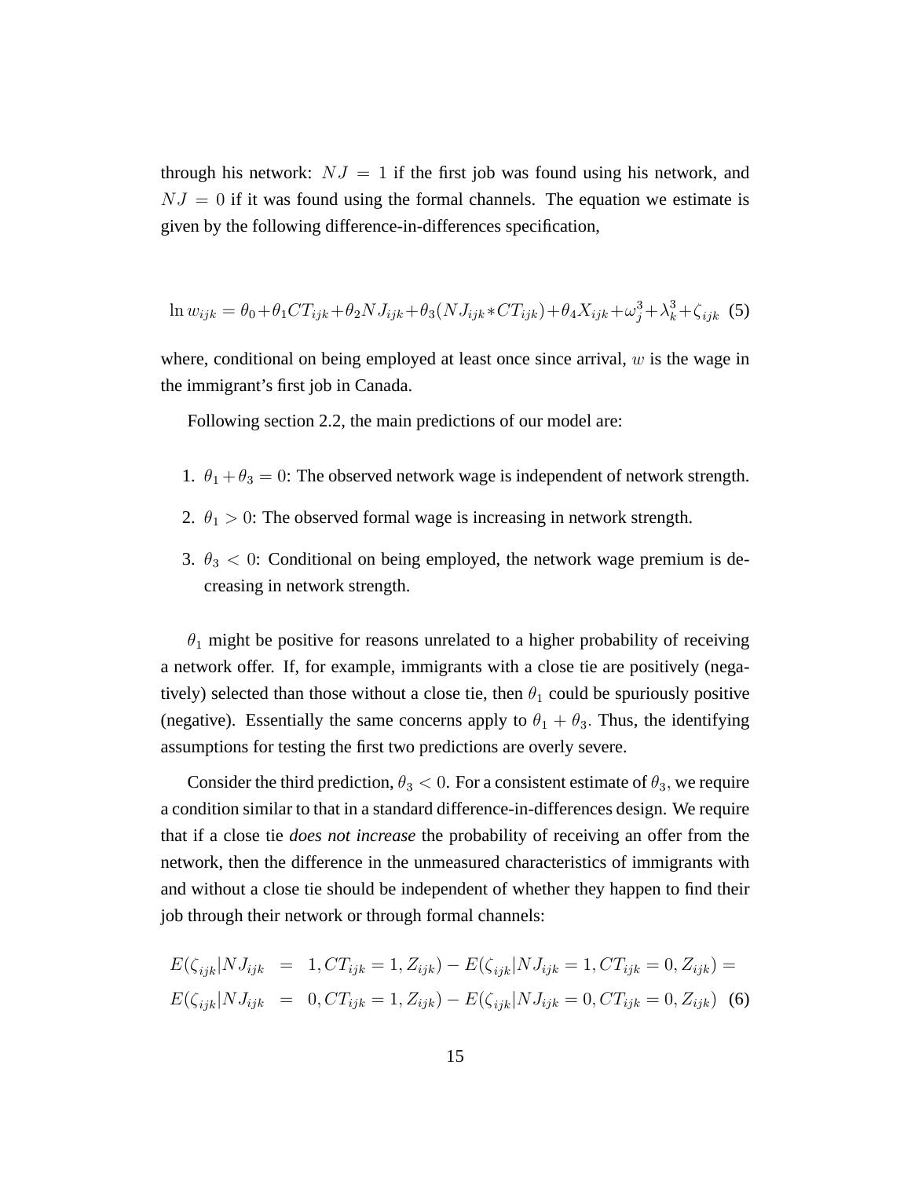through his network: $NJ = 1$ if the first job was found using his network, and $NJ = 0$ if it was found using the formal channels. The equation we estimate is given by the following difference-in-differences specification,

$$\ln w_{ijk} = \theta_0 + \theta_1 CT_{ijk} + \theta_2 NJ_{ijk} + \theta_3 (NJ_{ijk} * CT_{ijk}) + \theta_4 X_{ijk} + \omega_j^3 + \lambda_k^3 + \zeta_{ijk} \quad (5)$$

where, conditional on being employed at least once since arrival, $w$ is the wage in the immigrant's first job in Canada.

Following section 2.2, the main predictions of our model are:

1. $\theta_1 + \theta_3 = 0$: The observed network wage is independent of network strength.
2. $\theta_1 > 0$: The observed formal wage is increasing in network strength.
3. $\theta_3 < 0$: Conditional on being employed, the network wage premium is decreasing in network strength.

$\theta_1$ might be positive for reasons unrelated to a higher probability of receiving a network offer. If, for example, immigrants with a close tie are positively (negatively) selected than those without a close tie, then $\theta_1$ could be spuriously positive (negative). Essentially the same concerns apply to $\theta_1 + \theta_3$. Thus, the identifying assumptions for testing the first two predictions are overly severe.

Consider the third prediction, $\theta_3 < 0$. For a consistent estimate of $\theta_3$, we require a condition similar to that in a standard difference-in-differences design. We require that if a close tie *does not increase* the probability of receiving an offer from the network, then the difference in the unmeasured characteristics of immigrants with and without a close tie should be independent of whether they happen to find their job through their network or through formal channels:

$$\begin{aligned} E(\zeta_{ijk}|NJ_{ijk} &= 1, CT_{ijk} = 1, Z_{ijk}) - E(\zeta_{ijk}|NJ_{ijk} = 1, CT_{ijk} = 0, Z_{ijk}) = \\ E(\zeta_{ijk}|NJ_{ijk} &= 0, CT_{ijk} = 1, Z_{ijk}) - E(\zeta_{ijk}|NJ_{ijk} = 0, CT_{ijk} = 0, Z_{ijk}) \quad (6) \end{aligned}$$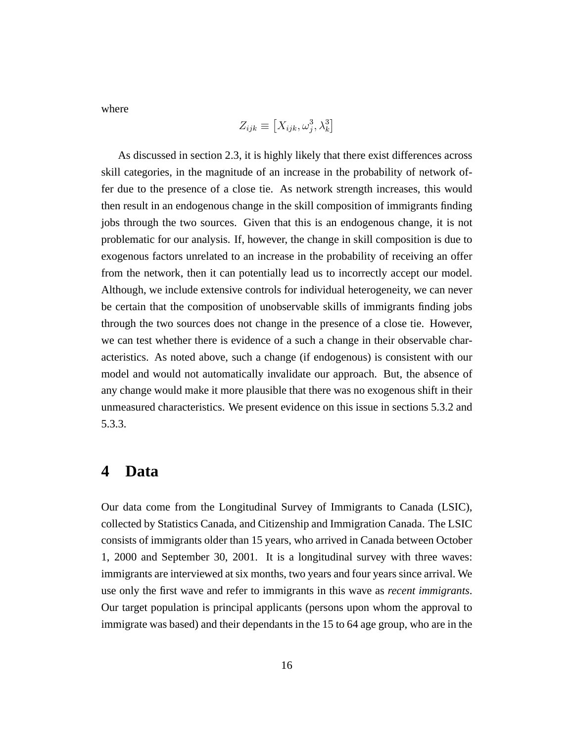where

$$Z_{ijk} \equiv \left[X_{ijk}, \omega_j^3, \lambda_k^3\right]$$

As discussed in section 2.3, it is highly likely that there exist differences across skill categories, in the magnitude of an increase in the probability of network offer due to the presence of a close tie. As network strength increases, this would then result in an endogenous change in the skill composition of immigrants finding jobs through the two sources. Given that this is an endogenous change, it is not problematic for our analysis. If, however, the change in skill composition is due to exogenous factors unrelated to an increase in the probability of receiving an offer from the network, then it can potentially lead us to incorrectly accept our model. Although, we include extensive controls for individual heterogeneity, we can never be certain that the composition of unobservable skills of immigrants finding jobs through the two sources does not change in the presence of a close tie. However, we can test whether there is evidence of a such a change in their observable characteristics. As noted above, such a change (if endogenous) is consistent with our model and would not automatically invalidate our approach. But, the absence of any change would make it more plausible that there was no exogenous shift in their unmeasured characteristics. We present evidence on this issue in sections 5.3.2 and 5.3.3.

# 4 Data

Our data come from the Longitudinal Survey of Immigrants to Canada (LSIC), collected by Statistics Canada, and Citizenship and Immigration Canada. The LSIC consists of immigrants older than 15 years, who arrived in Canada between October 1, 2000 and September 30, 2001. It is a longitudinal survey with three waves: immigrants are interviewed at six months, two years and four years since arrival. We use only the first wave and refer to immigrants in this wave as *recent immigrants*. Our target population is principal applicants (persons upon whom the approval to immigrate was based) and their dependants in the 15 to 64 age group, who are in the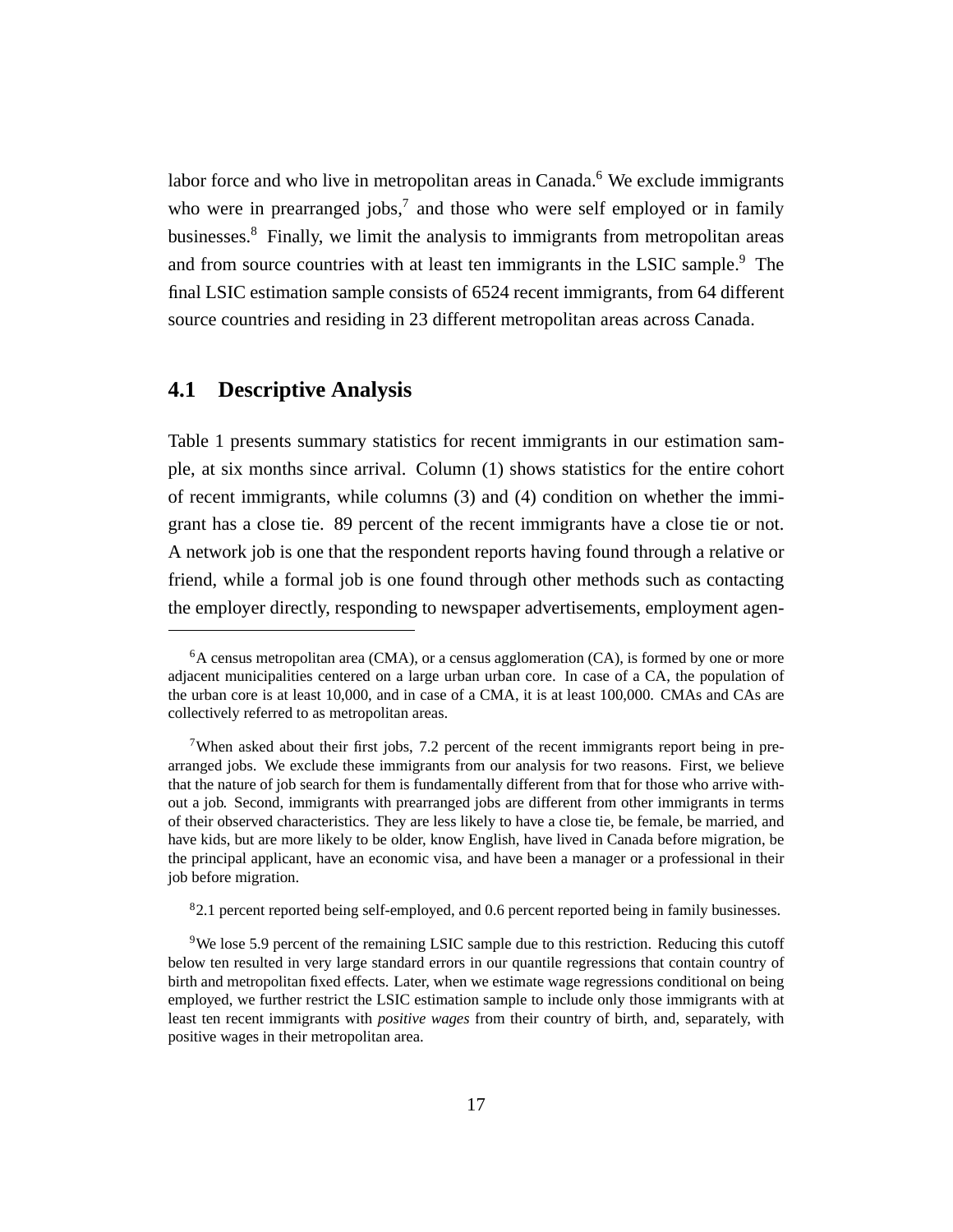labor force and who live in metropolitan areas in Canada.[6] We exclude immigrants who were in prearranged jobs,[7] and those who were self employed or in family businesses.[8] Finally, we limit the analysis to immigrants from metropolitan areas and from source countries with at least ten immigrants in the LSIC sample.[9] The final LSIC estimation sample consists of 6524 recent immigrants, from 64 different source countries and residing in 23 different metropolitan areas across Canada.

## 4.1 Descriptive Analysis

Table 1 presents summary statistics for recent immigrants in our estimation sample, at six months since arrival. Column (1) shows statistics for the entire cohort of recent immigrants, while columns (3) and (4) condition on whether the immigrant has a close tie. 89 percent of the recent immigrants have a close tie or not. A network job is one that the respondent reports having found through a relative or friend, while a formal job is one found through other methods such as contacting the employer directly, responding to newspaper advertisements, employment agen-

---

[6] A census metropolitan area (CMA), or a census agglomeration (CA), is formed by one or more adjacent municipalities centered on a large urban urban core. In case of a CA, the population of the urban core is at least 10,000, and in case of a CMA, it is at least 100,000. CMAs and CAs are collectively referred to as metropolitan areas.

[7] When asked about their first jobs, 7.2 percent of the recent immigrants report being in prearranged jobs. We exclude these immigrants from our analysis for two reasons. First, we believe that the nature of job search for them is fundamentally different from that for those who arrive without a job. Second, immigrants with prearranged jobs are different from other immigrants in terms of their observed characteristics. They are less likely to have a close tie, be female, be married, and have kids, but are more likely to be older, know English, have lived in Canada before migration, be the principal applicant, have an economic visa, and have been a manager or a professional in their job before migration.

[8] 2.1 percent reported being self-employed, and 0.6 percent reported being in family businesses.

[9] We lose 5.9 percent of the remaining LSIC sample due to this restriction. Reducing this cutoff below ten resulted in very large standard errors in our quantile regressions that contain country of birth and metropolitan fixed effects. Later, when we estimate wage regressions conditional on being employed, we further restrict the LSIC estimation sample to include only those immigrants with at least ten recent immigrants with *positive wages* from their country of birth, and, separately, with positive wages in their metropolitan area.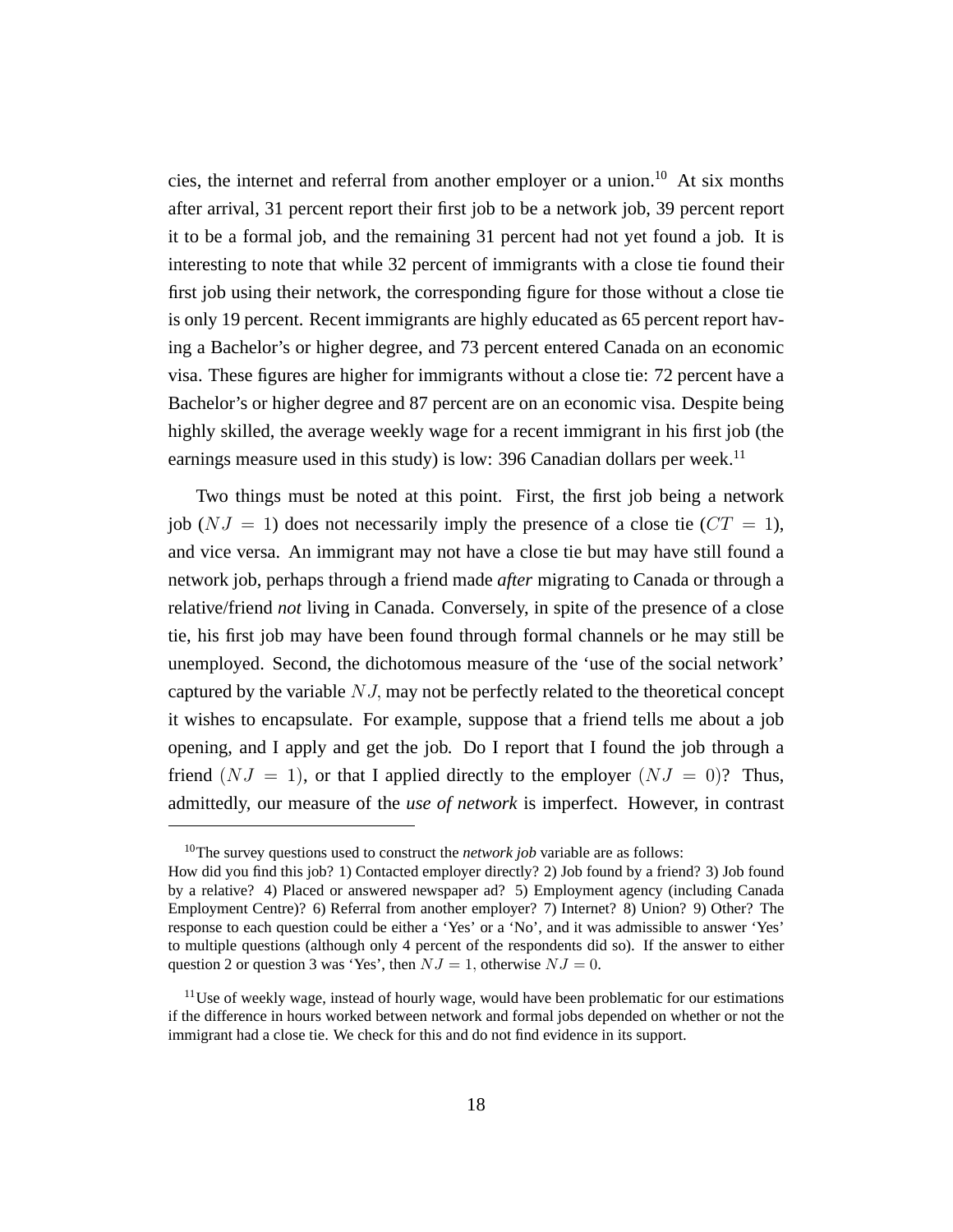cies, the internet and referral from another employer or a union.[10] At six months after arrival, 31 percent report their first job to be a network job, 39 percent report it to be a formal job, and the remaining 31 percent had not yet found a job. It is interesting to note that while 32 percent of immigrants with a close tie found their first job using their network, the corresponding figure for those without a close tie is only 19 percent. Recent immigrants are highly educated as 65 percent report having a Bachelor's or higher degree, and 73 percent entered Canada on an economic visa. These figures are higher for immigrants without a close tie: 72 percent have a Bachelor's or higher degree and 87 percent are on an economic visa. Despite being highly skilled, the average weekly wage for a recent immigrant in his first job (the earnings measure used in this study) is low: 396 Canadian dollars per week.[11]

Two things must be noted at this point. First, the first job being a network job ($NJ = 1$) does not necessarily imply the presence of a close tie ($CT = 1$), and vice versa. An immigrant may not have a close tie but may have still found a network job, perhaps through a friend made *after* migrating to Canada or through a relative/friend *not* living in Canada. Conversely, in spite of the presence of a close tie, his first job may have been found through formal channels or he may still be unemployed. Second, the dichotomous measure of the 'use of the social network' captured by the variable $NJ$, may not be perfectly related to the theoretical concept it wishes to encapsulate. For example, suppose that a friend tells me about a job opening, and I apply and get the job. Do I report that I found the job through a friend ($NJ = 1$), or that I applied directly to the employer ($NJ = 0$)? Thus, admittedly, our measure of the *use of network* is imperfect. However, in contrast

---

[10] The survey questions used to construct the *network job* variable are as follows:
How did you find this job? 1) Contacted employer directly? 2) Job found by a friend? 3) Job found by a relative? 4) Placed or answered newspaper ad? 5) Employment agency (including Canada Employment Centre)? 6) Referral from another employer? 7) Internet? 8) Union? 9) Other? The response to each question could be either a 'Yes' or a 'No', and it was admissible to answer 'Yes' to multiple questions (although only 4 percent of the respondents did so). If the answer to either question 2 or question 3 was 'Yes', then $NJ = 1$, otherwise $NJ = 0$.

[11] Use of weekly wage, instead of hourly wage, would have been problematic for our estimations if the difference in hours worked between network and formal jobs depended on whether or not the immigrant had a close tie. We check for this and do not find evidence in its support.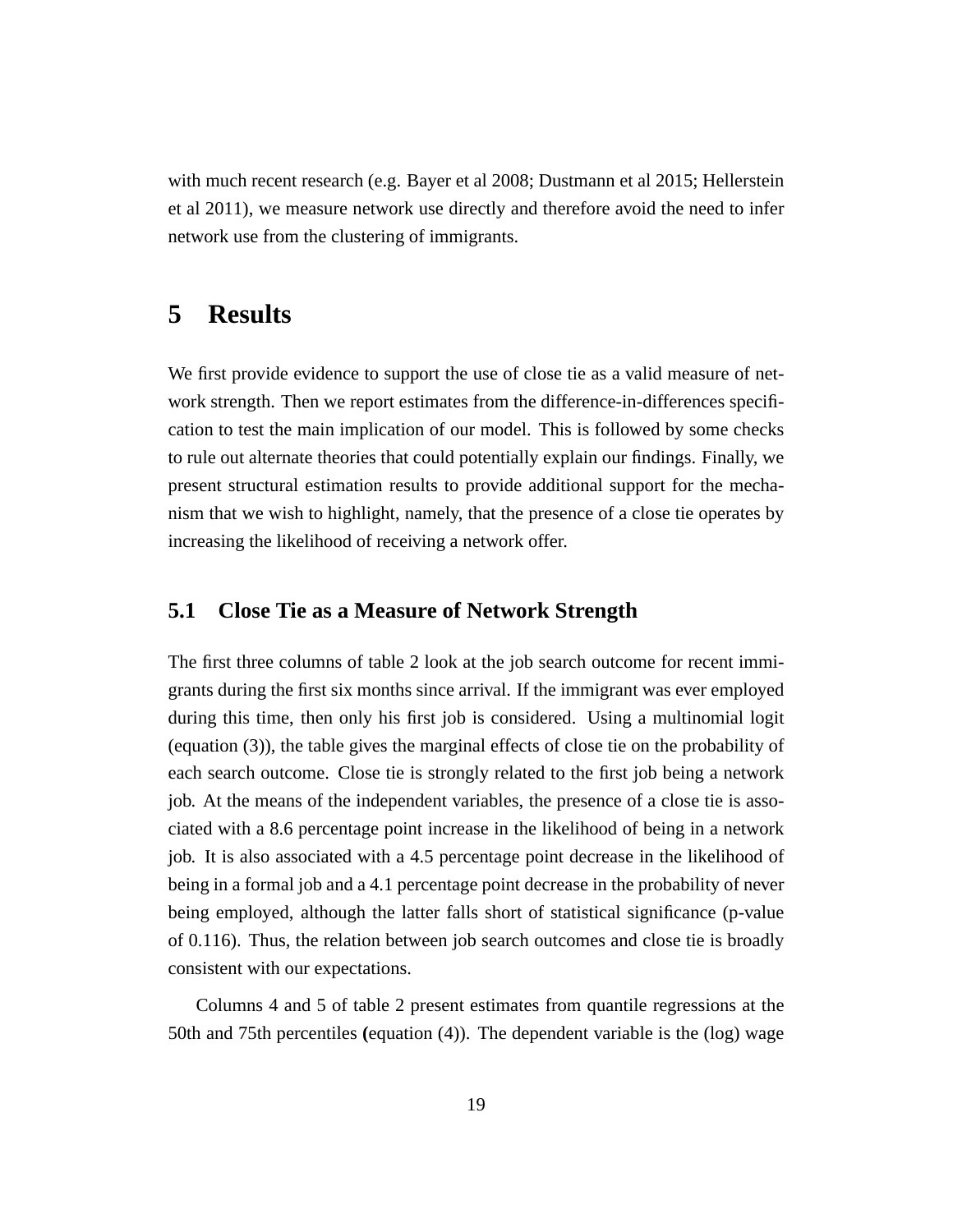with much recent research (e.g. Bayer et al 2008; Dustmann et al 2015; Hellerstein et al 2011), we measure network use directly and therefore avoid the need to infer network use from the clustering of immigrants.

# 5 Results

We first provide evidence to support the use of close tie as a valid measure of network strength. Then we report estimates from the difference-in-differences specification to test the main implication of our model. This is followed by some checks to rule out alternate theories that could potentially explain our findings. Finally, we present structural estimation results to provide additional support for the mechanism that we wish to highlight, namely, that the presence of a close tie operates by increasing the likelihood of receiving a network offer.

## 5.1 Close Tie as a Measure of Network Strength

The first three columns of table 2 look at the job search outcome for recent immigrants during the first six months since arrival. If the immigrant was ever employed during this time, then only his first job is considered. Using a multinomial logit (equation (3)), the table gives the marginal effects of close tie on the probability of each search outcome. Close tie is strongly related to the first job being a network job. At the means of the independent variables, the presence of a close tie is associated with a 8.6 percentage point increase in the likelihood of being in a network job. It is also associated with a 4.5 percentage point decrease in the likelihood of being in a formal job and a 4.1 percentage point decrease in the probability of never being employed, although the latter falls short of statistical significance (p-value of 0.116). Thus, the relation between job search outcomes and close tie is broadly consistent with our expectations.

Columns 4 and 5 of table 2 present estimates from quantile regressions at the 50th and 75th percentiles (equation (4)). The dependent variable is the (log) wage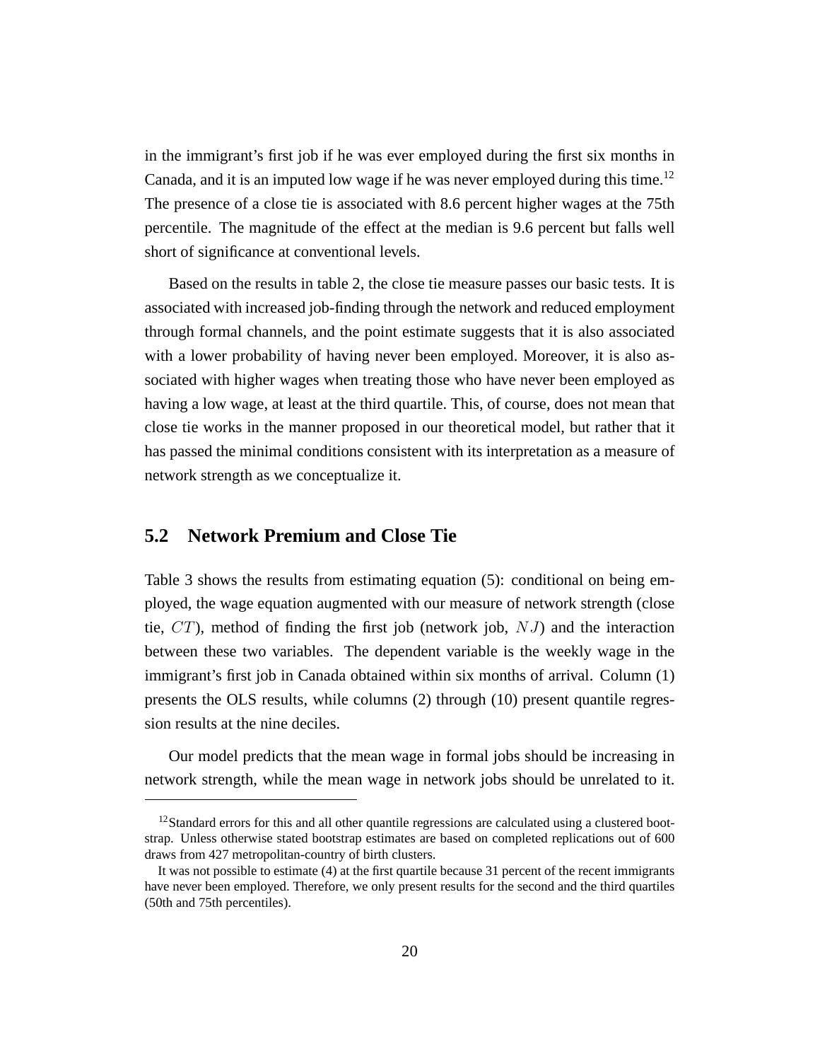in the immigrant's first job if he was ever employed during the first six months in Canada, and it is an imputed low wage if he was never employed during this time.[12] The presence of a close tie is associated with 8.6 percent higher wages at the 75th percentile. The magnitude of the effect at the median is 9.6 percent but falls well short of significance at conventional levels.

Based on the results in table 2, the close tie measure passes our basic tests. It is associated with increased job-finding through the network and reduced employment through formal channels, and the point estimate suggests that it is also associated with a lower probability of having never been employed. Moreover, it is also associated with higher wages when treating those who have never been employed as having a low wage, at least at the third quartile. This, of course, does not mean that close tie works in the manner proposed in our theoretical model, but rather that it has passed the minimal conditions consistent with its interpretation as a measure of network strength as we conceptualize it.

## 5.2 Network Premium and Close Tie

Table 3 shows the results from estimating equation (5): conditional on being employed, the wage equation augmented with our measure of network strength (close tie, $CT$), method of finding the first job (network job, $NJ$) and the interaction between these two variables. The dependent variable is the weekly wage in the immigrant's first job in Canada obtained within six months of arrival. Column (1) presents the OLS results, while columns (2) through (10) present quantile regression results at the nine deciles.

Our model predicts that the mean wage in formal jobs should be increasing in network strength, while the mean wage in network jobs should be unrelated to it.

---

[12] Standard errors for this and all other quantile regressions are calculated using a clustered bootstrap. Unless otherwise stated bootstrap estimates are based on completed replications out of 600 draws from 427 metropolitan-country of birth clusters.

It was not possible to estimate (4) at the first quartile because 31 percent of the recent immigrants have never been employed. Therefore, we only present results for the second and the third quartiles (50th and 75th percentiles).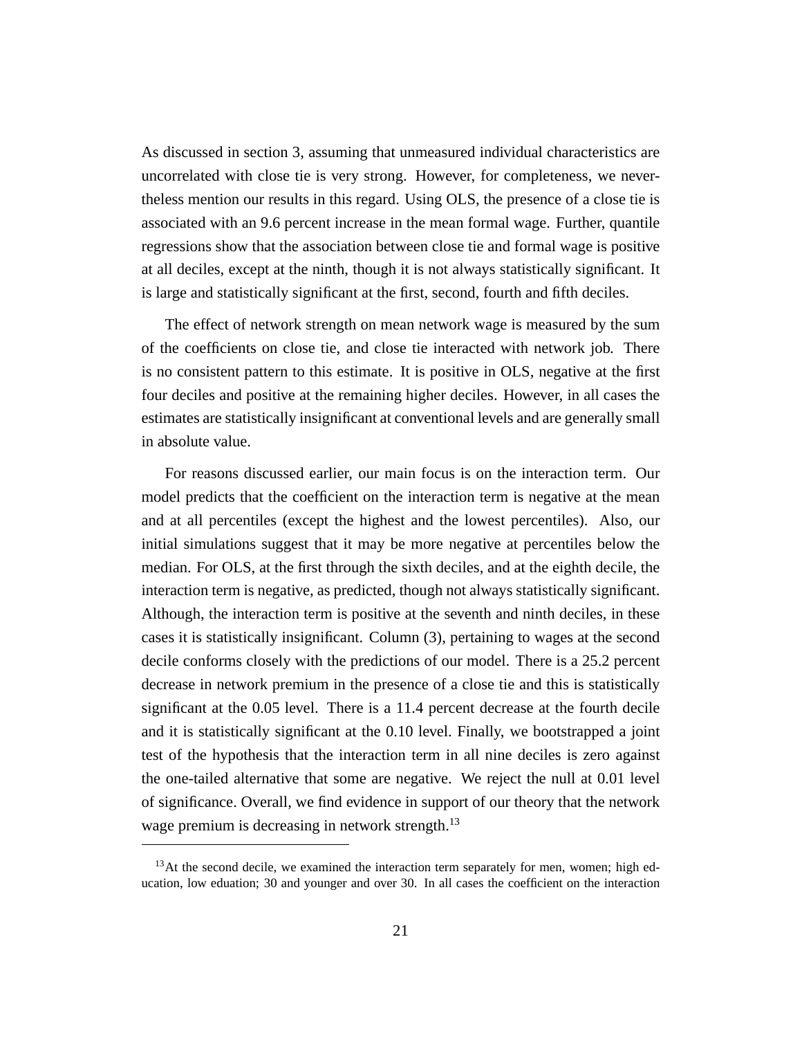As discussed in section 3, assuming that unmeasured individual characteristics are uncorrelated with close tie is very strong. However, for completeness, we nevertheless mention our results in this regard. Using OLS, the presence of a close tie is associated with an 9.6 percent increase in the mean formal wage. Further, quantile regressions show that the association between close tie and formal wage is positive at all deciles, except at the ninth, though it is not always statistically significant. It is large and statistically significant at the first, second, fourth and fifth deciles.

The effect of network strength on mean network wage is measured by the sum of the coefficients on close tie, and close tie interacted with network job. There is no consistent pattern to this estimate. It is positive in OLS, negative at the first four deciles and positive at the remaining higher deciles. However, in all cases the estimates are statistically insignificant at conventional levels and are generally small in absolute value.

For reasons discussed earlier, our main focus is on the interaction term. Our model predicts that the coefficient on the interaction term is negative at the mean and at all percentiles (except the highest and the lowest percentiles). Also, our initial simulations suggest that it may be more negative at percentiles below the median. For OLS, at the first through the sixth deciles, and at the eighth decile, the interaction term is negative, as predicted, though not always statistically significant. Although, the interaction term is positive at the seventh and ninth deciles, in these cases it is statistically insignificant. Column (3), pertaining to wages at the second decile conforms closely with the predictions of our model. There is a 25.2 percent decrease in network premium in the presence of a close tie and this is statistically significant at the 0.05 level. There is a 11.4 percent decrease at the fourth decile and it is statistically significant at the 0.10 level. Finally, we bootstrapped a joint test of the hypothesis that the interaction term in all nine deciles is zero against the one-tailed alternative that some are negative. We reject the null at 0.01 level of significance. Overall, we find evidence in support of our theory that the network wage premium is decreasing in network strength.[13]

[13] At the second decile, we examined the interaction term separately for men, women; high education, low eduation; 30 and younger and over 30. In all cases the coefficient on the interaction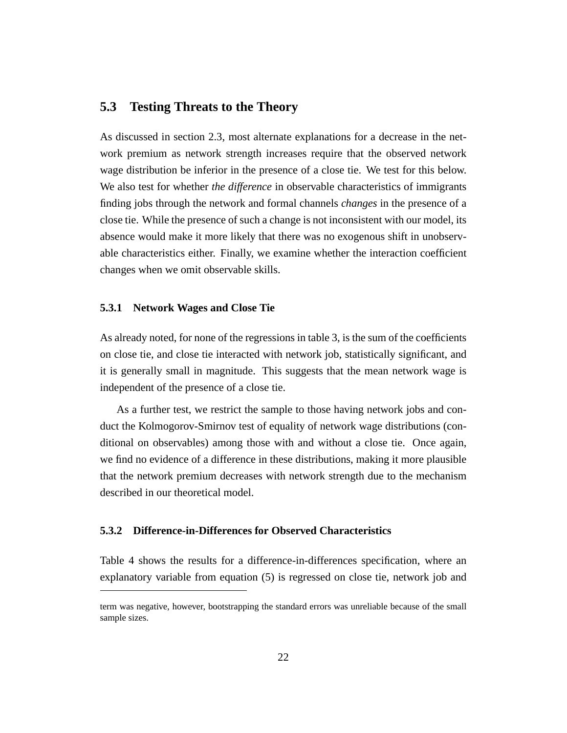## 5.3 Testing Threats to the Theory

As discussed in section 2.3, most alternate explanations for a decrease in the network premium as network strength increases require that the observed network wage distribution be inferior in the presence of a close tie. We test for this below. We also test for whether *the difference* in observable characteristics of immigrants finding jobs through the network and formal channels *changes* in the presence of a close tie. While the presence of such a change is not inconsistent with our model, its absence would make it more likely that there was no exogenous shift in unobservable characteristics either. Finally, we examine whether the interaction coefficient changes when we omit observable skills.

### 5.3.1 Network Wages and Close Tie

As already noted, for none of the regressions in table 3, is the sum of the coefficients on close tie, and close tie interacted with network job, statistically significant, and it is generally small in magnitude. This suggests that the mean network wage is independent of the presence of a close tie.

As a further test, we restrict the sample to those having network jobs and conduct the Kolmogorov-Smirnov test of equality of network wage distributions (conditional on observables) among those with and without a close tie. Once again, we find no evidence of a difference in these distributions, making it more plausible that the network premium decreases with network strength due to the mechanism described in our theoretical model.

### 5.3.2 Difference-in-Differences for Observed Characteristics

Table 4 shows the results for a difference-in-differences specification, where an explanatory variable from equation (5) is regressed on close tie, network job and

term was negative, however, bootstrapping the standard errors was unreliable because of the small sample sizes.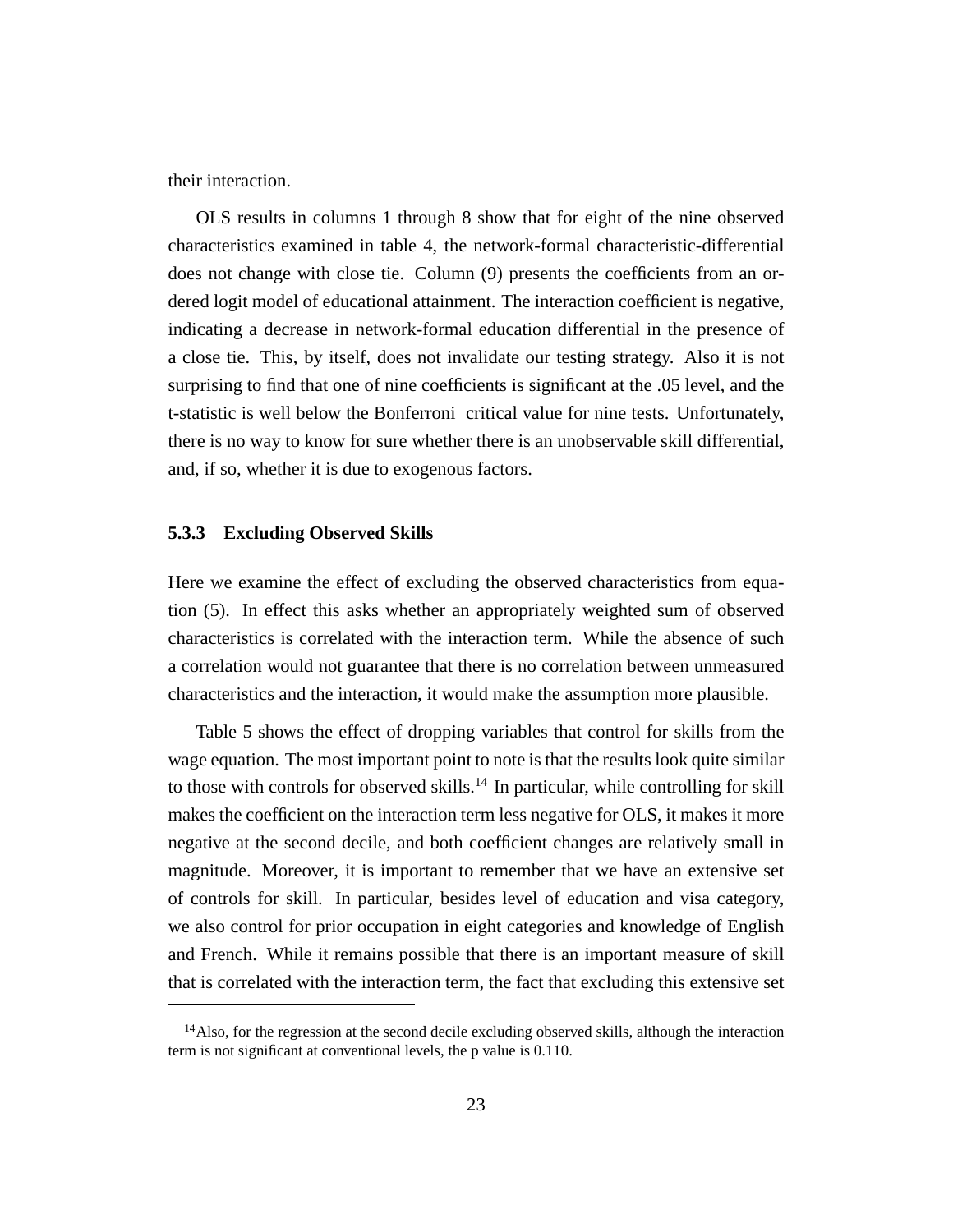their interaction.

OLS results in columns 1 through 8 show that for eight of the nine observed characteristics examined in table 4, the network-formal characteristic-differential does not change with close tie. Column (9) presents the coefficients from an ordered logit model of educational attainment. The interaction coefficient is negative, indicating a decrease in network-formal education differential in the presence of a close tie. This, by itself, does not invalidate our testing strategy. Also it is not surprising to find that one of nine coefficients is significant at the .05 level, and the t-statistic is well below the Bonferroni critical value for nine tests. Unfortunately, there is no way to know for sure whether there is an unobservable skill differential, and, if so, whether it is due to exogenous factors.

### 5.3.3 Excluding Observed Skills

Here we examine the effect of excluding the observed characteristics from equation (5). In effect this asks whether an appropriately weighted sum of observed characteristics is correlated with the interaction term. While the absence of such a correlation would not guarantee that there is no correlation between unmeasured characteristics and the interaction, it would make the assumption more plausible.

Table 5 shows the effect of dropping variables that control for skills from the wage equation. The most important point to note is that the results look quite similar to those with controls for observed skills.[14] In particular, while controlling for skill makes the coefficient on the interaction term less negative for OLS, it makes it more negative at the second decile, and both coefficient changes are relatively small in magnitude. Moreover, it is important to remember that we have an extensive set of controls for skill. In particular, besides level of education and visa category, we also control for prior occupation in eight categories and knowledge of English and French. While it remains possible that there is an important measure of skill that is correlated with the interaction term, the fact that excluding this extensive set

[14] Also, for the regression at the second decile excluding observed skills, although the interaction term is not significant at conventional levels, the p value is 0.110.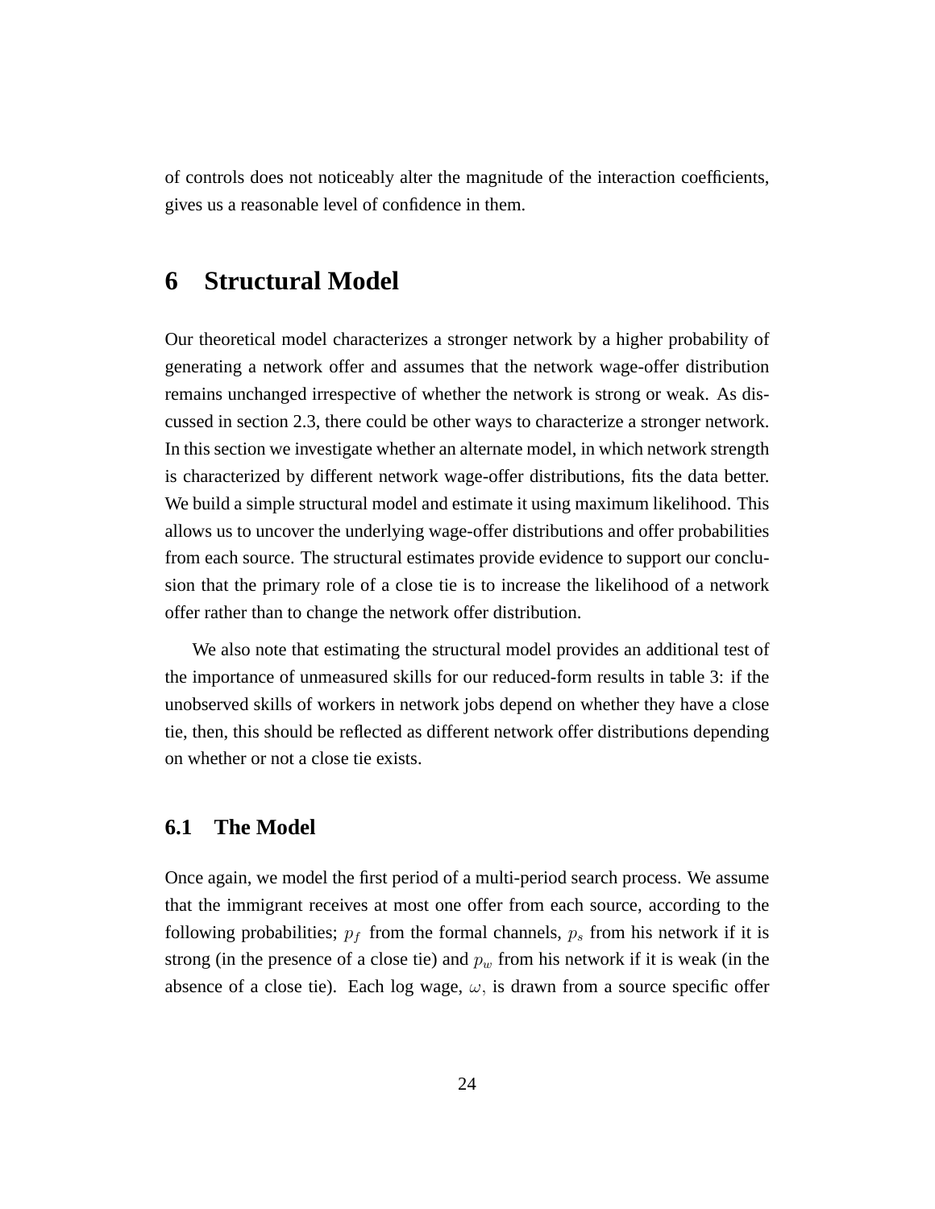of controls does not noticeably alter the magnitude of the interaction coefficients, gives us a reasonable level of confidence in them.

# 6 Structural Model

Our theoretical model characterizes a stronger network by a higher probability of generating a network offer and assumes that the network wage-offer distribution remains unchanged irrespective of whether the network is strong or weak. As discussed in section 2.3, there could be other ways to characterize a stronger network. In this section we investigate whether an alternate model, in which network strength is characterized by different network wage-offer distributions, fits the data better. We build a simple structural model and estimate it using maximum likelihood. This allows us to uncover the underlying wage-offer distributions and offer probabilities from each source. The structural estimates provide evidence to support our conclusion that the primary role of a close tie is to increase the likelihood of a network offer rather than to change the network offer distribution.

We also note that estimating the structural model provides an additional test of the importance of unmeasured skills for our reduced-form results in table 3: if the unobserved skills of workers in network jobs depend on whether they have a close tie, then, this should be reflected as different network offer distributions depending on whether or not a close tie exists.

## 6.1 The Model

Once again, we model the first period of a multi-period search process. We assume that the immigrant receives at most one offer from each source, according to the following probabilities; $p_f$ from the formal channels, $p_s$ from his network if it is strong (in the presence of a close tie) and $p_w$ from his network if it is weak (in the absence of a close tie). Each log wage, $\omega,$ is drawn from a source specific offer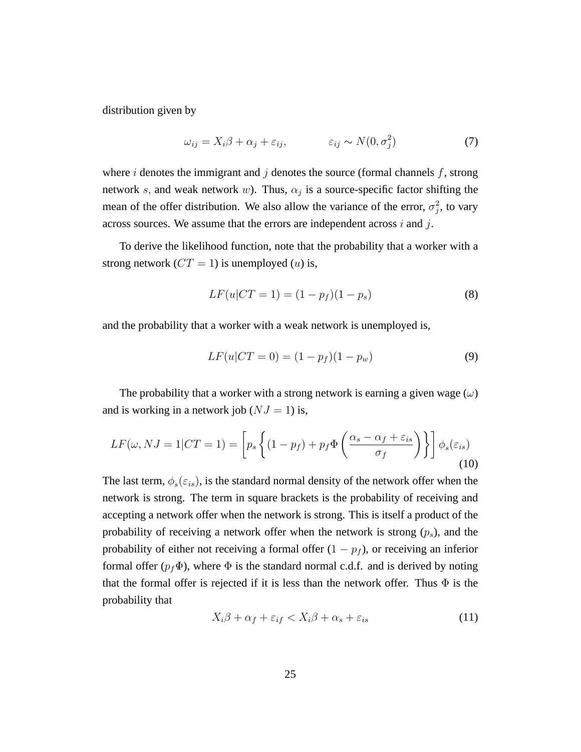distribution given by

$$\omega_{ij} = X_i\beta + \alpha_j + \varepsilon_{ij}, \qquad \varepsilon_{ij} \sim N(0, \sigma_j^2) \tag{7}$$

where $i$ denotes the immigrant and $j$ denotes the source (formal channels $f$, strong network $s$, and weak network $w$). Thus, $\alpha_j$ is a source-specific factor shifting the mean of the offer distribution. We also allow the variance of the error, $\sigma_j^2$, to vary across sources. We assume that the errors are independent across $i$ and $j$.

To derive the likelihood function, note that the probability that a worker with a strong network ($CT = 1$) is unemployed ($u$) is,

$$LF(u|CT = 1) = (1 - p_f)(1 - p_s) \tag{8}$$

and the probability that a worker with a weak network is unemployed is,

$$LF(u|CT = 0) = (1 - p_f)(1 - p_w) \tag{9}$$

The probability that a worker with a strong network is earning a given wage ($\omega$) and is working in a network job ($NJ = 1$) is,

$$LF(\omega, NJ = 1|CT = 1) = \left[p_s\left\{(1 - p_f) + p_f\Phi\left(\frac{\alpha_s - \alpha_f + \varepsilon_{is}}{\sigma_f}\right)\right\}\right]\phi_s(\varepsilon_{is}) \tag{10}$$

The last term, $\phi_s(\varepsilon_{is})$, is the standard normal density of the network offer when the network is strong. The term in square brackets is the probability of receiving and accepting a network offer when the network is strong. This is itself a product of the probability of receiving a network offer when the network is strong ($p_s$), and the probability of either not receiving a formal offer ($1 - p_f$), or receiving an inferior formal offer ($p_f\Phi$), where $\Phi$ is the standard normal c.d.f. and is derived by noting that the formal offer is rejected if it is less than the network offer. Thus $\Phi$ is the probability that

$$X_i\beta + \alpha_f + \varepsilon_{if} < X_i\beta + \alpha_s + \varepsilon_{is} \tag{11}$$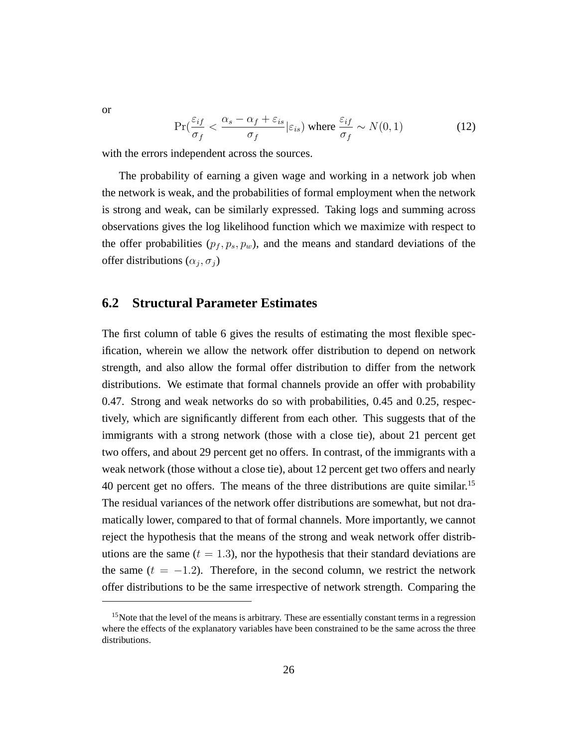or

$$\Pr\left(\frac{\varepsilon_{if}}{\sigma_f} < \frac{\alpha_s - \alpha_f + \varepsilon_{is}}{\sigma_f} | \varepsilon_{is}\right) \text{ where } \frac{\varepsilon_{if}}{\sigma_f} \sim N(0,1) \tag{12}$$

with the errors independent across the sources.

The probability of earning a given wage and working in a network job when the network is weak, and the probabilities of formal employment when the network is strong and weak, can be similarly expressed. Taking logs and summing across observations gives the log likelihood function which we maximize with respect to the offer probabilities ($p_f, p_s, p_w$), and the means and standard deviations of the offer distributions ($\alpha_j, \sigma_j$)

## 6.2 Structural Parameter Estimates

The first column of table 6 gives the results of estimating the most flexible specification, wherein we allow the network offer distribution to depend on network strength, and also allow the formal offer distribution to differ from the network distributions. We estimate that formal channels provide an offer with probability 0.47. Strong and weak networks do so with probabilities, 0.45 and 0.25, respectively, which are significantly different from each other. This suggests that of the immigrants with a strong network (those with a close tie), about 21 percent get two offers, and about 29 percent get no offers. In contrast, of the immigrants with a weak network (those without a close tie), about 12 percent get two offers and nearly 40 percent get no offers. The means of the three distributions are quite similar.[15] The residual variances of the network offer distributions are somewhat, but not dramatically lower, compared to that of formal channels. More importantly, we cannot reject the hypothesis that the means of the strong and weak network offer distributions are the same ($t = 1.3$), nor the hypothesis that their standard deviations are the same ($t = -1.2$). Therefore, in the second column, we restrict the network offer distributions to be the same irrespective of network strength. Comparing the

[15] Note that the level of the means is arbitrary. These are essentially constant terms in a regression where the effects of the explanatory variables have been constrained to be the same across the three distributions.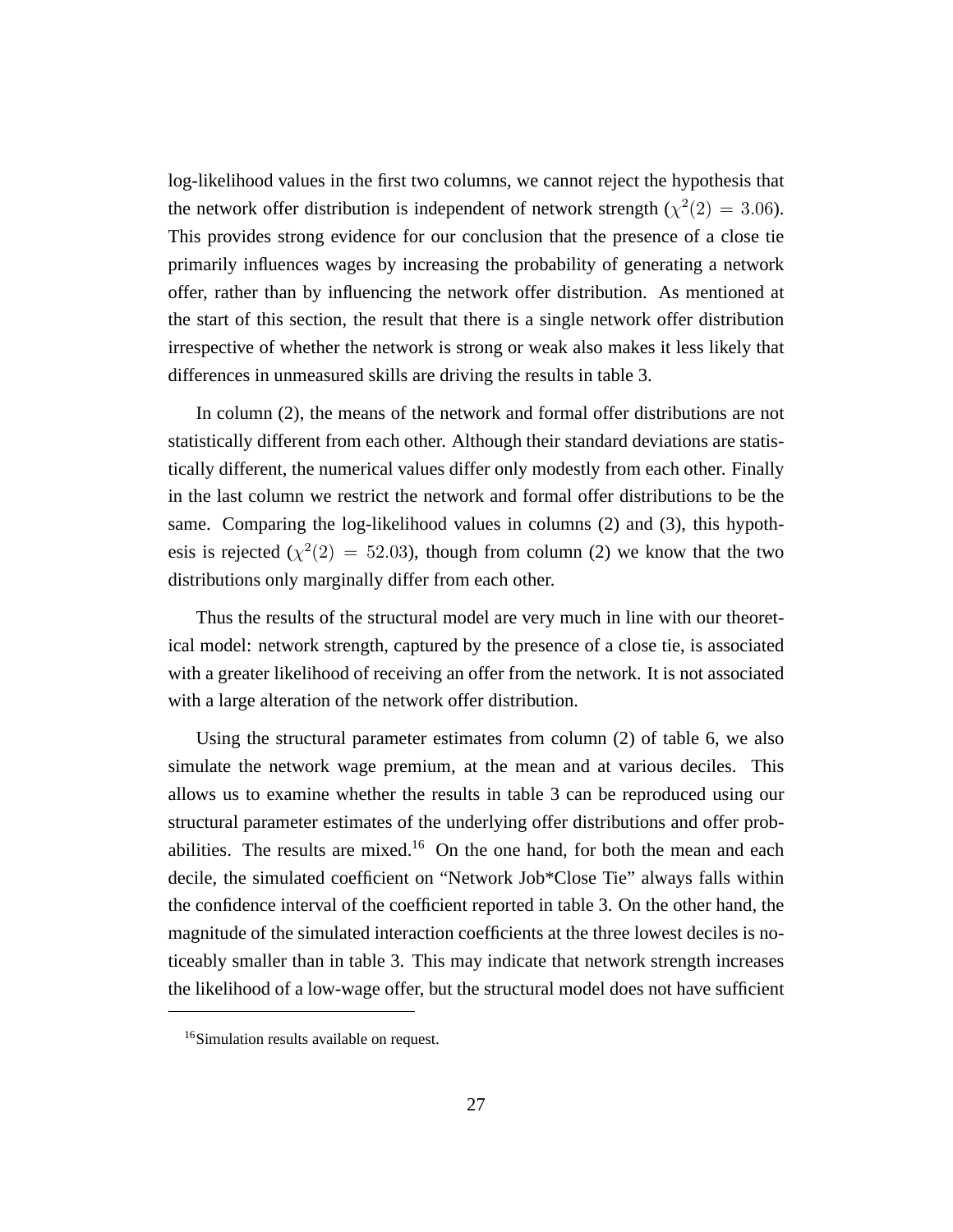log-likelihood values in the first two columns, we cannot reject the hypothesis that the network offer distribution is independent of network strength ($\chi^2(2) = 3.06$). This provides strong evidence for our conclusion that the presence of a close tie primarily influences wages by increasing the probability of generating a network offer, rather than by influencing the network offer distribution. As mentioned at the start of this section, the result that there is a single network offer distribution irrespective of whether the network is strong or weak also makes it less likely that differences in unmeasured skills are driving the results in table 3.

In column (2), the means of the network and formal offer distributions are not statistically different from each other. Although their standard deviations are statistically different, the numerical values differ only modestly from each other. Finally in the last column we restrict the network and formal offer distributions to be the same. Comparing the log-likelihood values in columns (2) and (3), this hypothesis is rejected ($\chi^2(2) = 52.03$), though from column (2) we know that the two distributions only marginally differ from each other.

Thus the results of the structural model are very much in line with our theoretical model: network strength, captured by the presence of a close tie, is associated with a greater likelihood of receiving an offer from the network. It is not associated with a large alteration of the network offer distribution.

Using the structural parameter estimates from column (2) of table 6, we also simulate the network wage premium, at the mean and at various deciles. This allows us to examine whether the results in table 3 can be reproduced using our structural parameter estimates of the underlying offer distributions and offer probabilities. The results are mixed.[16] On the one hand, for both the mean and each decile, the simulated coefficient on "Network Job*Close Tie" always falls within the confidence interval of the coefficient reported in table 3. On the other hand, the magnitude of the simulated interaction coefficients at the three lowest deciles is noticeably smaller than in table 3. This may indicate that network strength increases the likelihood of a low-wage offer, but the structural model does not have sufficient

[16] Simulation results available on request.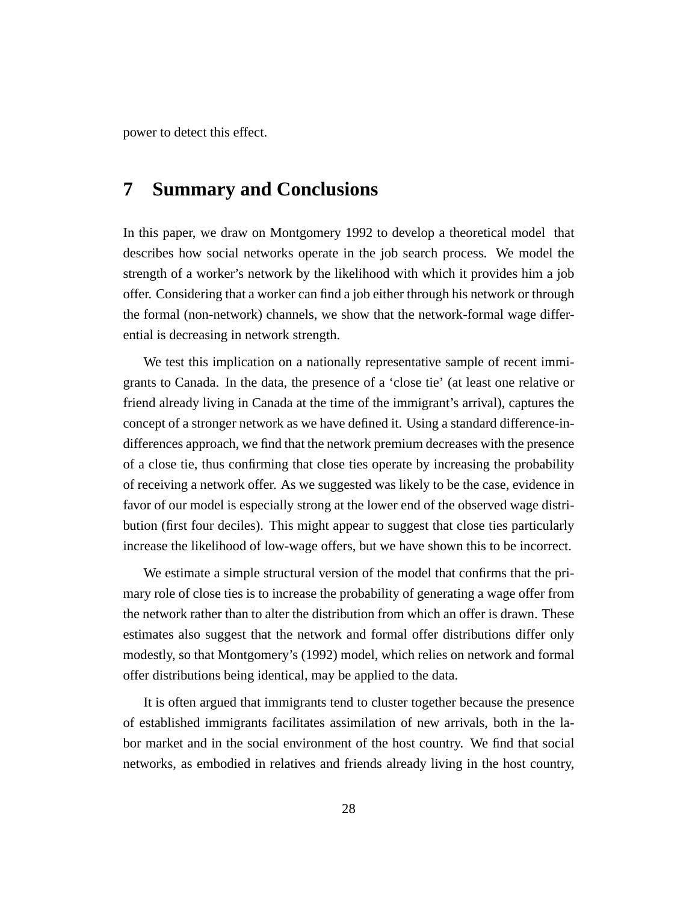power to detect this effect.

## 7 Summary and Conclusions

In this paper, we draw on Montgomery 1992 to develop a theoretical model that describes how social networks operate in the job search process. We model the strength of a worker's network by the likelihood with which it provides him a job offer. Considering that a worker can find a job either through his network or through the formal (non-network) channels, we show that the network-formal wage differential is decreasing in network strength.

We test this implication on a nationally representative sample of recent immigrants to Canada. In the data, the presence of a 'close tie' (at least one relative or friend already living in Canada at the time of the immigrant's arrival), captures the concept of a stronger network as we have defined it. Using a standard difference-in-differences approach, we find that the network premium decreases with the presence of a close tie, thus confirming that close ties operate by increasing the probability of receiving a network offer. As we suggested was likely to be the case, evidence in favor of our model is especially strong at the lower end of the observed wage distribution (first four deciles). This might appear to suggest that close ties particularly increase the likelihood of low-wage offers, but we have shown this to be incorrect.

We estimate a simple structural version of the model that confirms that the primary role of close ties is to increase the probability of generating a wage offer from the network rather than to alter the distribution from which an offer is drawn. These estimates also suggest that the network and formal offer distributions differ only modestly, so that Montgomery's (1992) model, which relies on network and formal offer distributions being identical, may be applied to the data.

It is often argued that immigrants tend to cluster together because the presence of established immigrants facilitates assimilation of new arrivals, both in the labor market and in the social environment of the host country. We find that social networks, as embodied in relatives and friends already living in the host country,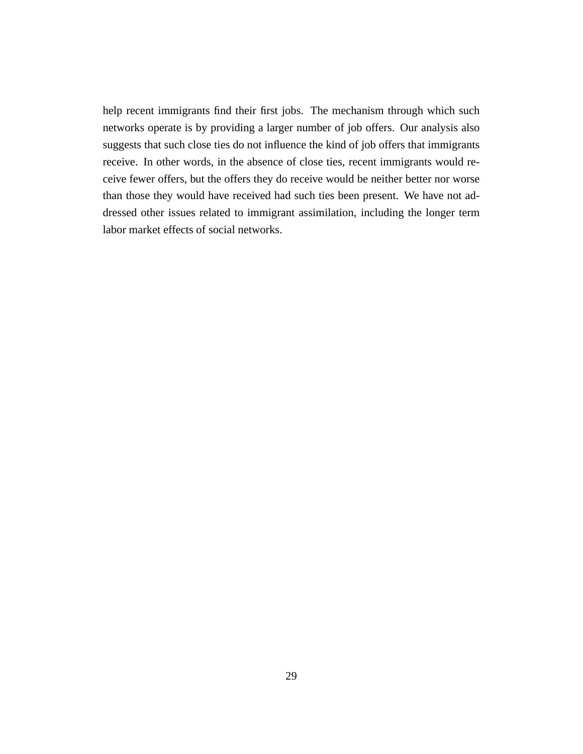help recent immigrants find their first jobs. The mechanism through which such networks operate is by providing a larger number of job offers. Our analysis also suggests that such close ties do not influence the kind of job offers that immigrants receive. In other words, in the absence of close ties, recent immigrants would receive fewer offers, but the offers they do receive would be neither better nor worse than those they would have received had such ties been present. We have not addressed other issues related to immigrant assimilation, including the longer term labor market effects of social networks.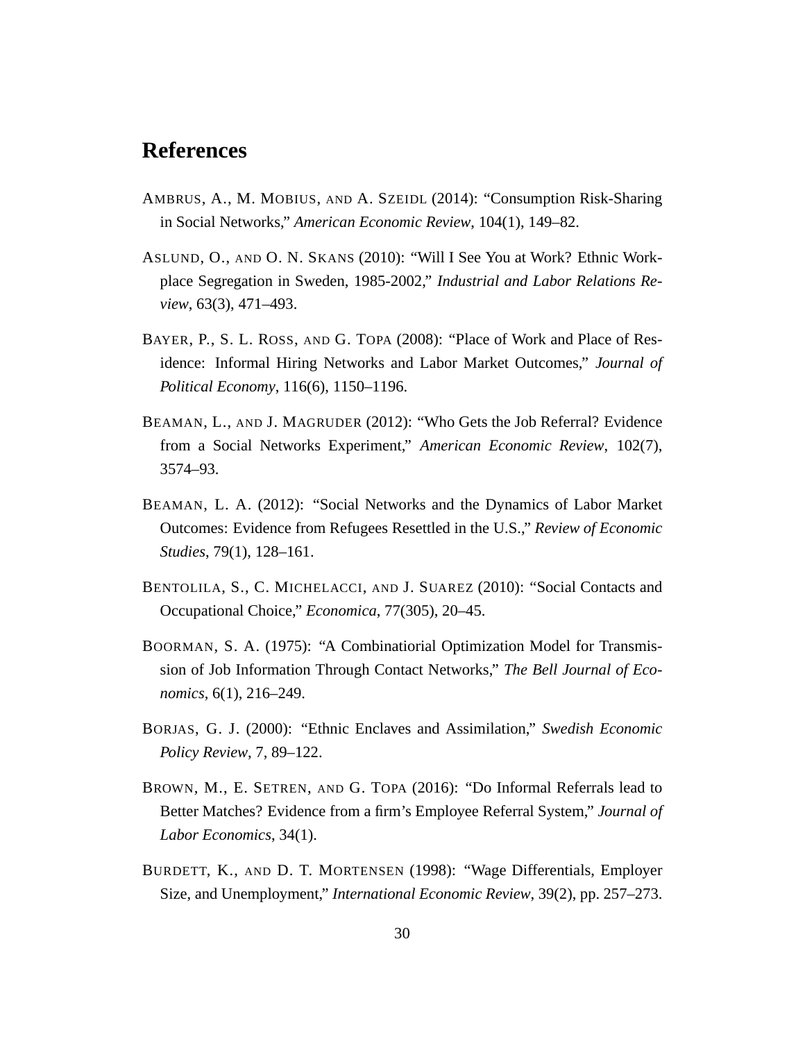# References

AMBRUS, A., M. MOBIUS, AND A. SZEIDL (2014): "Consumption Risk-Sharing in Social Networks," *American Economic Review*, 104(1), 149–82.

ASLUND, O., AND O. N. SKANS (2010): "Will I See You at Work? Ethnic Workplace Segregation in Sweden, 1985-2002," *Industrial and Labor Relations Review*, 63(3), 471–493.

BAYER, P., S. L. ROSS, AND G. TOPA (2008): "Place of Work and Place of Residence: Informal Hiring Networks and Labor Market Outcomes," *Journal of Political Economy*, 116(6), 1150–1196.

BEAMAN, L., AND J. MAGRUDER (2012): "Who Gets the Job Referral? Evidence from a Social Networks Experiment," *American Economic Review*, 102(7), 3574–93.

BEAMAN, L. A. (2012): "Social Networks and the Dynamics of Labor Market Outcomes: Evidence from Refugees Resettled in the U.S.," *Review of Economic Studies*, 79(1), 128–161.

BENTOLILA, S., C. MICHELACCI, AND J. SUAREZ (2010): "Social Contacts and Occupational Choice," *Economica*, 77(305), 20–45.

BOORMAN, S. A. (1975): "A Combinatiorial Optimization Model for Transmission of Job Information Through Contact Networks," *The Bell Journal of Economics*, 6(1), 216–249.

BORJAS, G. J. (2000): "Ethnic Enclaves and Assimilation," *Swedish Economic Policy Review*, 7, 89–122.

BROWN, M., E. SETREN, AND G. TOPA (2016): "Do Informal Referrals lead to Better Matches? Evidence from a firm's Employee Referral System," *Journal of Labor Economics*, 34(1).

BURDETT, K., AND D. T. MORTENSEN (1998): "Wage Differentials, Employer Size, and Unemployment," *International Economic Review*, 39(2), pp. 257–273.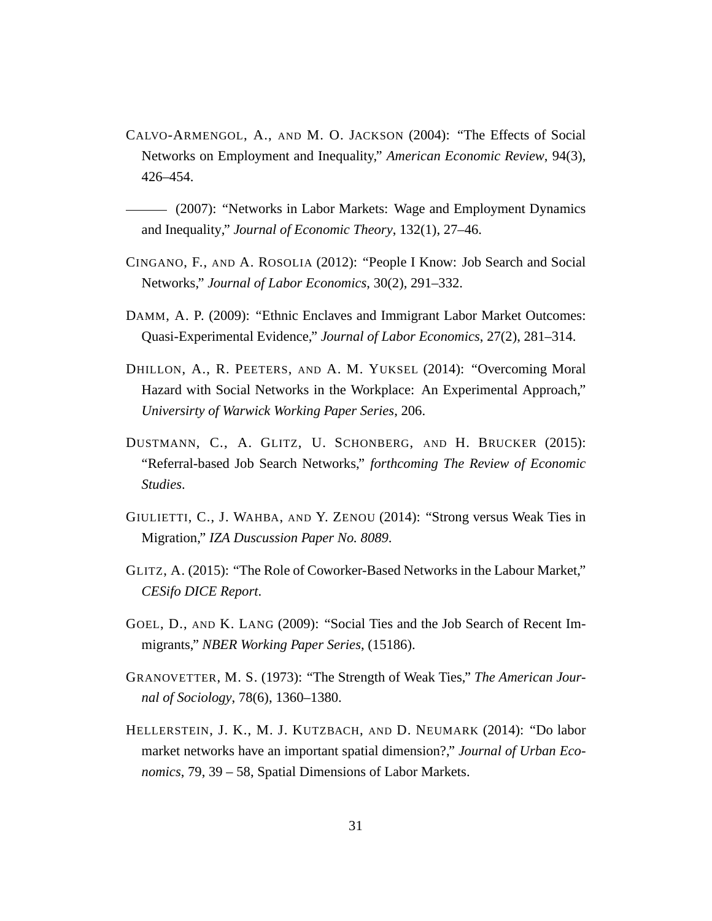CALVO-ARMENGOL, A., AND M. O. JACKSON (2004): "The Effects of Social Networks on Employment and Inequality," *American Economic Review*, 94(3), 426–454.

——— (2007): "Networks in Labor Markets: Wage and Employment Dynamics and Inequality," *Journal of Economic Theory*, 132(1), 27–46.

CINGANO, F., AND A. ROSOLIA (2012): "People I Know: Job Search and Social Networks," *Journal of Labor Economics*, 30(2), 291–332.

DAMM, A. P. (2009): "Ethnic Enclaves and Immigrant Labor Market Outcomes: Quasi-Experimental Evidence," *Journal of Labor Economics*, 27(2), 281–314.

DHILLON, A., R. PEETERS, AND A. M. YUKSEL (2014): "Overcoming Moral Hazard with Social Networks in the Workplace: An Experimental Approach," *Universirty of Warwick Working Paper Series*, 206.

DUSTMANN, C., A. GLITZ, U. SCHONBERG, AND H. BRUCKER (2015): "Referral-based Job Search Networks," *forthcoming The Review of Economic Studies*.

GIULIETTI, C., J. WAHBA, AND Y. ZENOU (2014): "Strong versus Weak Ties in Migration," *IZA Duscussion Paper No. 8089*.

GLITZ, A. (2015): "The Role of Coworker-Based Networks in the Labour Market," *CESifo DICE Report*.

GOEL, D., AND K. LANG (2009): "Social Ties and the Job Search of Recent Immigrants," *NBER Working Paper Series*, (15186).

GRANOVETTER, M. S. (1973): "The Strength of Weak Ties," *The American Journal of Sociology*, 78(6), 1360–1380.

HELLERSTEIN, J. K., M. J. KUTZBACH, AND D. NEUMARK (2014): "Do labor market networks have an important spatial dimension?," *Journal of Urban Economics*, 79, 39 – 58, Spatial Dimensions of Labor Markets.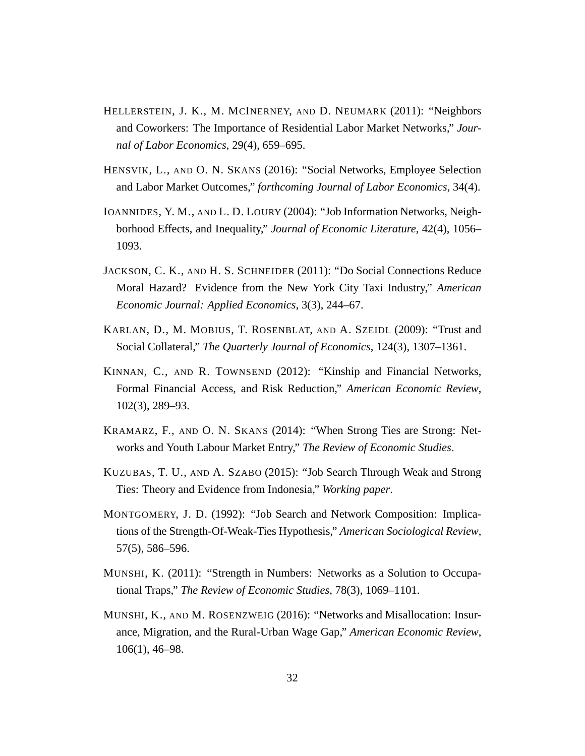HELLERSTEIN, J. K., M. MCINERNEY, AND D. NEUMARK (2011): "Neighbors and Coworkers: The Importance of Residential Labor Market Networks," *Journal of Labor Economics*, 29(4), 659–695.

HENSVIK, L., AND O. N. SKANS (2016): "Social Networks, Employee Selection and Labor Market Outcomes," *forthcoming Journal of Labor Economics*, 34(4).

IOANNIDES, Y. M., AND L. D. LOURY (2004): "Job Information Networks, Neighborhood Effects, and Inequality," *Journal of Economic Literature*, 42(4), 1056–1093.

JACKSON, C. K., AND H. S. SCHNEIDER (2011): "Do Social Connections Reduce Moral Hazard? Evidence from the New York City Taxi Industry," *American Economic Journal: Applied Economics*, 3(3), 244–67.

KARLAN, D., M. MOBIUS, T. ROSENBLAT, AND A. SZEIDL (2009): "Trust and Social Collateral," *The Quarterly Journal of Economics*, 124(3), 1307–1361.

KINNAN, C., AND R. TOWNSEND (2012): "Kinship and Financial Networks, Formal Financial Access, and Risk Reduction," *American Economic Review*, 102(3), 289–93.

KRAMARZ, F., AND O. N. SKANS (2014): "When Strong Ties are Strong: Networks and Youth Labour Market Entry," *The Review of Economic Studies*.

KUZUBAS, T. U., AND A. SZABO (2015): "Job Search Through Weak and Strong Ties: Theory and Evidence from Indonesia," *Working paper*.

MONTGOMERY, J. D. (1992): "Job Search and Network Composition: Implications of the Strength-Of-Weak-Ties Hypothesis," *American Sociological Review*, 57(5), 586–596.

MUNSHI, K. (2011): "Strength in Numbers: Networks as a Solution to Occupational Traps," *The Review of Economic Studies*, 78(3), 1069–1101.

MUNSHI, K., AND M. ROSENZWEIG (2016): "Networks and Misallocation: Insurance, Migration, and the Rural-Urban Wage Gap," *American Economic Review*, 106(1), 46–98.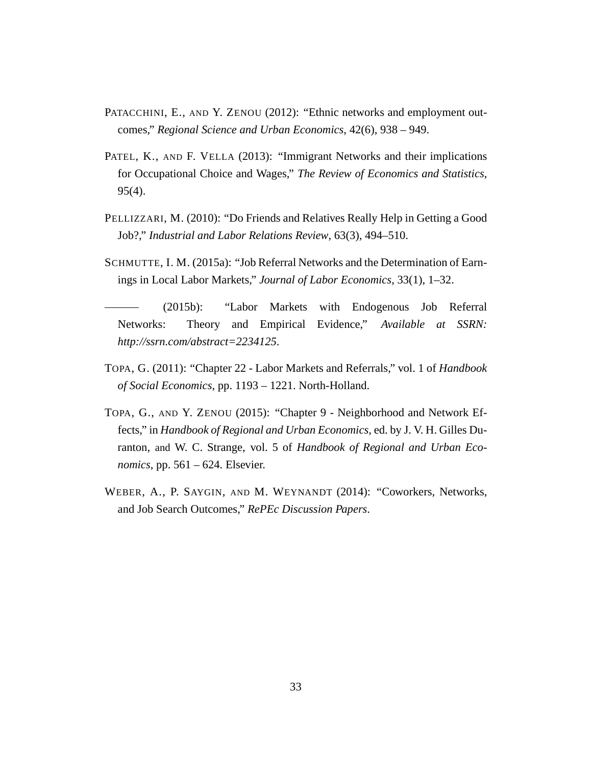PATACCHINI, E., AND Y. ZENOU (2012): "Ethnic networks and employment outcomes," *Regional Science and Urban Economics*, 42(6), 938 – 949.

PATEL, K., AND F. VELLA (2013): "Immigrant Networks and their implications for Occupational Choice and Wages," *The Review of Economics and Statistics*, 95(4).

PELLIZZARI, M. (2010): "Do Friends and Relatives Really Help in Getting a Good Job?," *Industrial and Labor Relations Review*, 63(3), 494–510.

SCHMUTTE, I. M. (2015a): "Job Referral Networks and the Determination of Earnings in Local Labor Markets," *Journal of Labor Economics*, 33(1), 1–32.

——— (2015b): "Labor Markets with Endogenous Job Referral Networks: Theory and Empirical Evidence," *Available at SSRN: http://ssrn.com/abstract=2234125*.

TOPA, G. (2011): "Chapter 22 - Labor Markets and Referrals," vol. 1 of *Handbook of Social Economics*, pp. 1193 – 1221. North-Holland.

TOPA, G., AND Y. ZENOU (2015): "Chapter 9 - Neighborhood and Network Effects," in *Handbook of Regional and Urban Economics*, ed. by J. V. H. Gilles Duranton, and W. C. Strange, vol. 5 of *Handbook of Regional and Urban Economics*, pp. 561 – 624. Elsevier.

WEBER, A., P. SAYGIN, AND M. WEYNANDT (2014): "Coworkers, Networks, and Job Search Outcomes," *RePEc Discussion Papers*.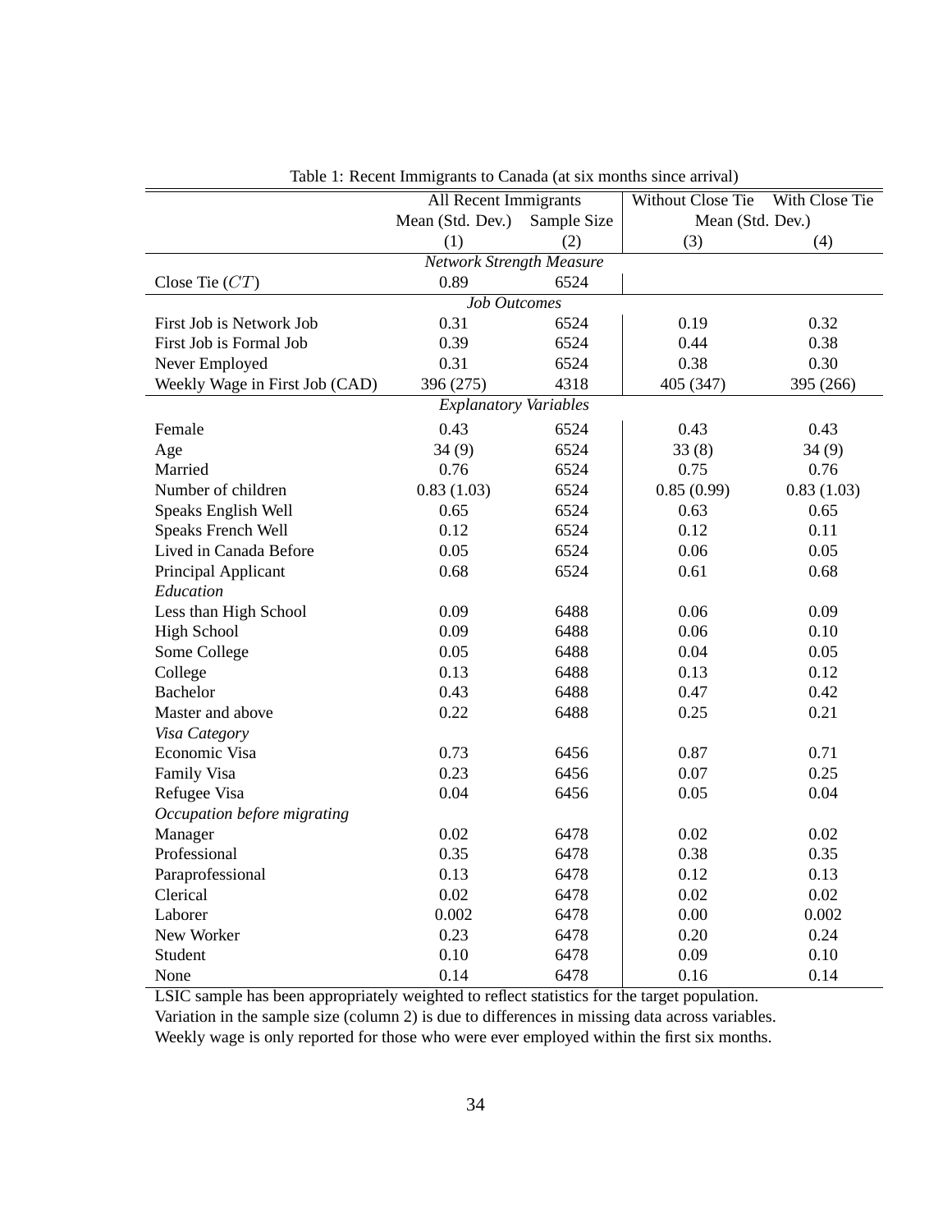Table 1: Recent Immigrants to Canada (at six months since arrival)

| | All Recent Immigrants | | Without Close Tie | With Close Tie |
|---|---|---|---|---|
| | Mean (Std. Dev.) | Sample Size | Mean (Std. Dev.) | |
| | (1) | (2) | (3) | (4) |
| *Network Strength Measure* | | | | |
| Close Tie ($CT$) | 0.89 | 6524 | | |
| *Job Outcomes* | | | | |
| First Job is Network Job | 0.31 | 6524 | 0.19 | 0.32 |
| First Job is Formal Job | 0.39 | 6524 | 0.44 | 0.38 |
| Never Employed | 0.31 | 6524 | 0.38 | 0.30 |
| Weekly Wage in First Job (CAD) | 396 (275) | 4318 | 405 (347) | 395 (266) |
| *Explanatory Variables* | | | | |
| Female | 0.43 | 6524 | 0.43 | 0.43 |
| Age | 34 (9) | 6524 | 33 (8) | 34 (9) |
| Married | 0.76 | 6524 | 0.75 | 0.76 |
| Number of children | 0.83 (1.03) | 6524 | 0.85 (0.99) | 0.83 (1.03) |
| Speaks English Well | 0.65 | 6524 | 0.63 | 0.65 |
| Speaks French Well | 0.12 | 6524 | 0.12 | 0.11 |
| Lived in Canada Before | 0.05 | 6524 | 0.06 | 0.05 |
| Principal Applicant | 0.68 | 6524 | 0.61 | 0.68 |
| *Education* | | | | |
| Less than High School | 0.09 | 6488 | 0.06 | 0.09 |
| High School | 0.09 | 6488 | 0.06 | 0.10 |
| Some College | 0.05 | 6488 | 0.04 | 0.05 |
| College | 0.13 | 6488 | 0.13 | 0.12 |
| Bachelor | 0.43 | 6488 | 0.47 | 0.42 |
| Master and above | 0.22 | 6488 | 0.25 | 0.21 |
| *Visa Category* | | | | |
| Economic Visa | 0.73 | 6456 | 0.87 | 0.71 |
| Family Visa | 0.23 | 6456 | 0.07 | 0.25 |
| Refugee Visa | 0.04 | 6456 | 0.05 | 0.04 |
| *Occupation before migrating* | | | | |
| Manager | 0.02 | 6478 | 0.02 | 0.02 |
| Professional | 0.35 | 6478 | 0.38 | 0.35 |
| Paraprofessional | 0.13 | 6478 | 0.12 | 0.13 |
| Clerical | 0.02 | 6478 | 0.02 | 0.02 |
| Laborer | 0.002 | 6478 | 0.00 | 0.002 |
| New Worker | 0.23 | 6478 | 0.20 | 0.24 |
| Student | 0.10 | 6478 | 0.09 | 0.10 |
| None | 0.14 | 6478 | 0.16 | 0.14 |

LSIC sample has been appropriately weighted to reflect statistics for the target population.
Variation in the sample size (column 2) is due to differences in missing data across variables.
Weekly wage is only reported for those who were ever employed within the first six months.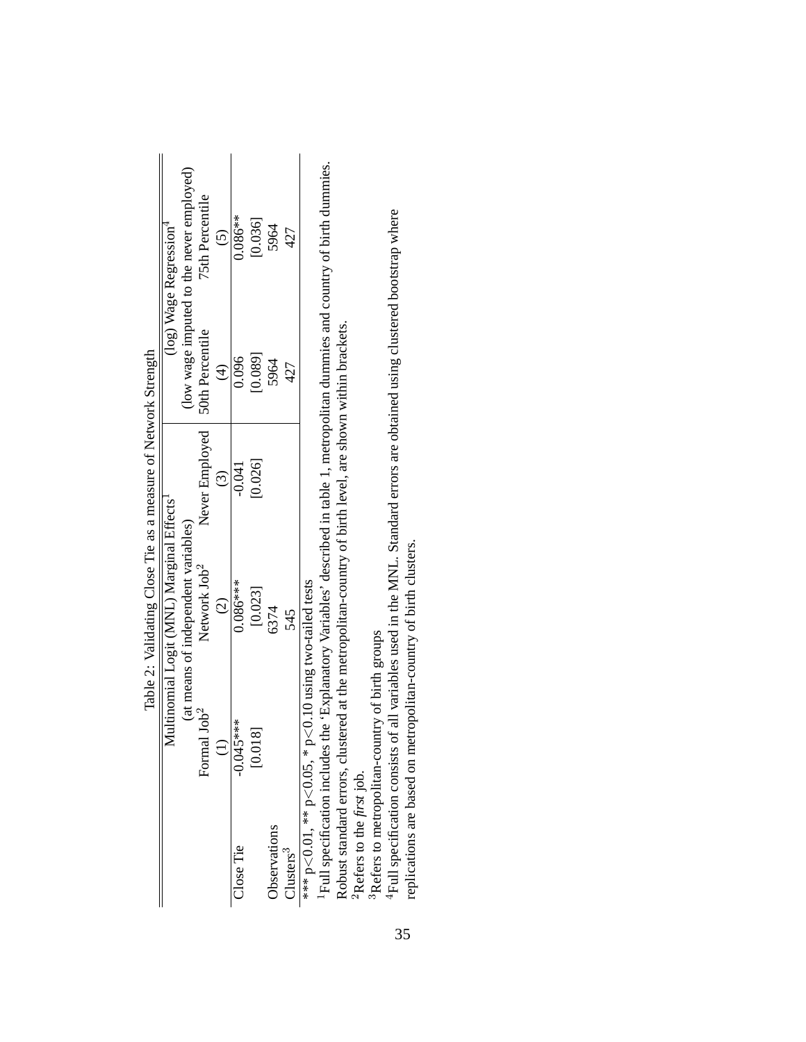Table 2: Validating Close Tie as a measure of Network Strength

| | Multinomial Logit (MNL) Marginal Effects[1] (at means of independent variables) | | | (log) Wage Regression[4] (low wage imputed to the never employed) | |
|---|---|---|---|---|---|
| | Formal Job[2] | Network Job[2] | Never Employed | 50th Percentile | 75th Percentile |
| | (1) | (2) | (3) | (4) | (5) |
| Close Tie | -0.045*** | 0.086*** | -0.041 | 0.096 | 0.086** |
| | [0.018] | [0.023] | [0.026] | [0.089] | [0.036] |
| Observations | | 6374 | | 5964 | 5964 |
| Clusters[3] | | 545 | | 427 | 427 |

*** p<0.01, ** p<0.05, * p<0.10 using two-tailed tests

[1]Full specification includes the 'Explanatory Variables' described in table 1, metropolitan dummies and country of birth dummies. Robust standard errors, clustered at the metropolitan-country of birth level, are shown within brackets.

[2]Refers to the *first* job.

[3]Refers to metropolitan-country of birth groups

[4]Full specification consists of all variables used in the MNL. Standard errors are obtained using clustered bootstrap where replications are based on metropolitan-country of birth clusters.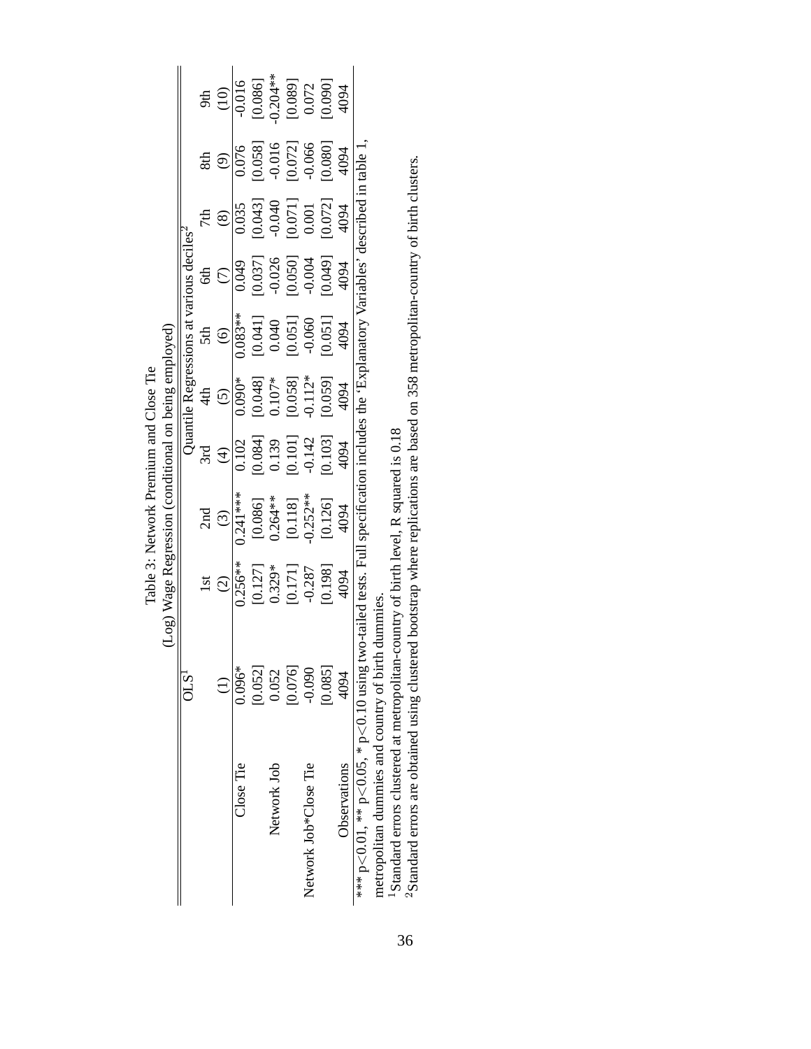Table 3: Network Premium and Close Tie

(Log) Wage Regression (conditional on being employed)

| | OLS[1] | Quantile Regressions at various deciles[2] | | | | | | | | |
|---|---|---|---|---|---|---|---|---|---|---|
| | | 1st | 2nd | 3rd | 4th | 5th | 6th | 7th | 8th | 9th |
| | (1) | (2) | (3) | (4) | (5) | (6) | (7) | (8) | (9) | (10) |
| Close Tie | 0.096* | 0.256** | 0.241*** | 0.102 | 0.090* | 0.083** | 0.049 | 0.035 | 0.076 | -0.016 |
| | [0.052] | [0.127] | [0.086] | [0.084] | [0.048] | [0.041] | [0.037] | [0.043] | [0.058] | [0.086] |
| Network Job | 0.052 | 0.329* | 0.264** | 0.139 | 0.107* | 0.040 | -0.026 | -0.040 | -0.016 | -0.204** |
| | [0.076] | [0.171] | [0.118] | [0.101] | [0.058] | [0.051] | [0.050] | [0.071] | [0.072] | [0.089] |
| Network Job*Close Tie | -0.090 | -0.287 | -0.252** | -0.142 | -0.112* | -0.060 | -0.004 | 0.001 | -0.066 | 0.072 |
| | [0.085] | [0.198] | [0.126] | [0.103] | [0.059] | [0.051] | [0.049] | [0.072] | [0.080] | [0.090] |
| Observations | 4094 | 4094 | 4094 | 4094 | 4094 | 4094 | 4094 | 4094 | 4094 | 4094 |

\*\*\* $p<0.01$, \*\* $p<0.05$, \* $p<0.10$ using two-tailed tests. Full specification includes the 'Explanatory Variables' described in table 1, metropolitan dummies and country of birth dummies.

[1]Standard errors clustered at metropolitan-country of birth level, R squared is 0.18

[2]Standard errors are obtained using clustered bootstrap where replications are based on 358 metropolitan-country of birth clusters.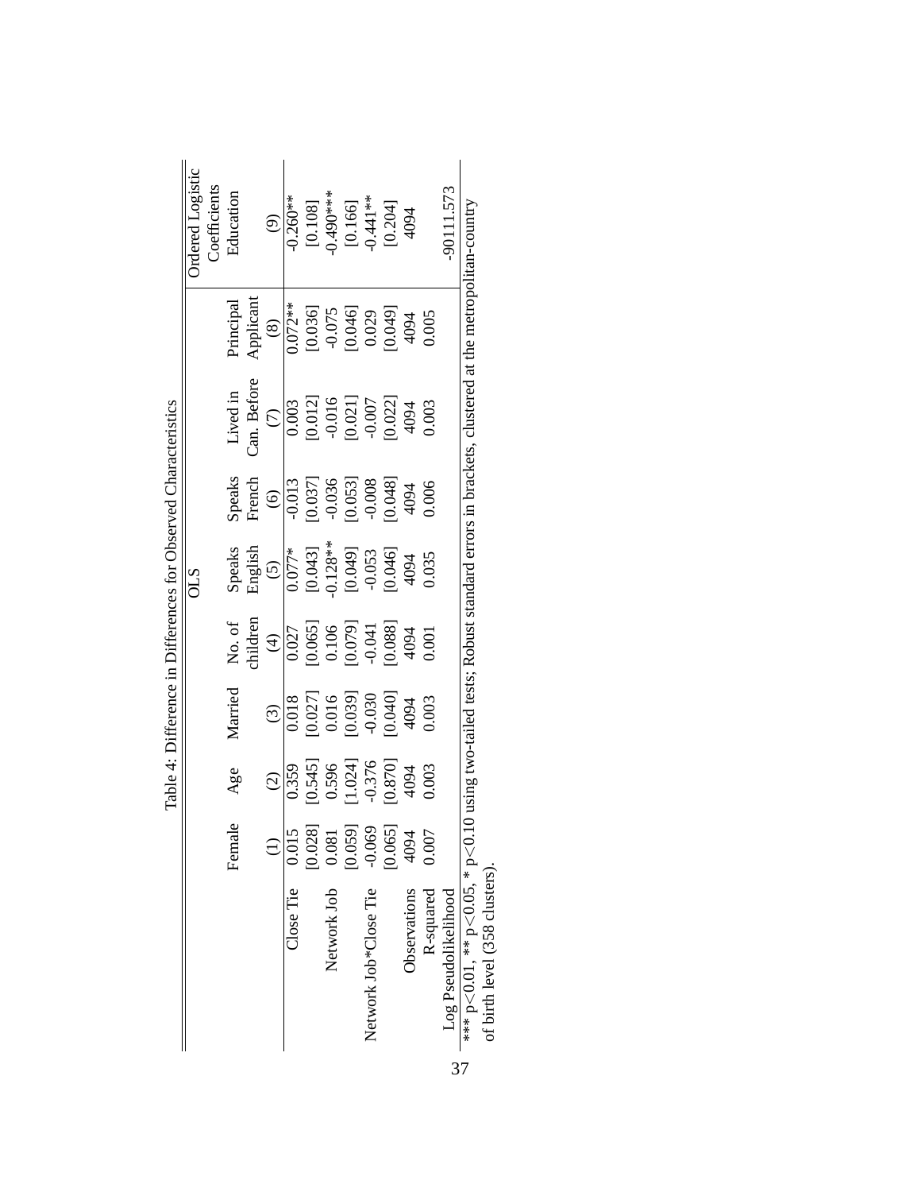Table 4: Difference in Differences for Observed Characteristics

| | OLS | | | | | | | | Ordered Logistic Coefficients |
|---|---|---|---|---|---|---|---|---|---|
| | Female | Age | Married | No. of children | Speaks English | Speaks French | Lived in Can. Before | Principal Applicant | Education |
| | (1) | (2) | (3) | (4) | (5) | (6) | (7) | (8) | (9) |
| Close Tie | 0.015 | 0.359 | 0.018 | 0.027 | 0.077* | -0.013 | 0.003 | 0.072** | -0.260** |
| | [0.028] | [0.545] | [0.027] | [0.065] | [0.043] | [0.037] | [0.012] | [0.036] | [0.108] |
| Network Job | 0.081 | 0.596 | 0.016 | 0.106 | -0.128** | -0.036 | -0.016 | -0.075 | -0.490*** |
| | [0.059] | [1.024] | [0.039] | [0.079] | [0.049] | [0.053] | [0.021] | [0.046] | [0.166] |
| Network Job*Close Tie | -0.069 | -0.376 | -0.030 | -0.041 | -0.053 | -0.008 | -0.007 | 0.029 | -0.441** |
| | [0.065] | [0.870] | [0.040] | [0.088] | [0.046] | [0.048] | [0.022] | [0.049] | [0.204] |
| Observations | 4094 | 4094 | 4094 | 4094 | 4094 | 4094 | 4094 | 4094 | 4094 |
| R-squared | 0.007 | 0.003 | 0.003 | 0.001 | 0.035 | 0.006 | 0.003 | 0.005 | |
| Log Pseudolikelihood | | | | | | | | | -90111.573 |

*** p<0.01, ** p<0.05, * p<0.10 using two-tailed tests; Robust standard errors in brackets, clustered at the metropolitan-country of birth level (358 clusters).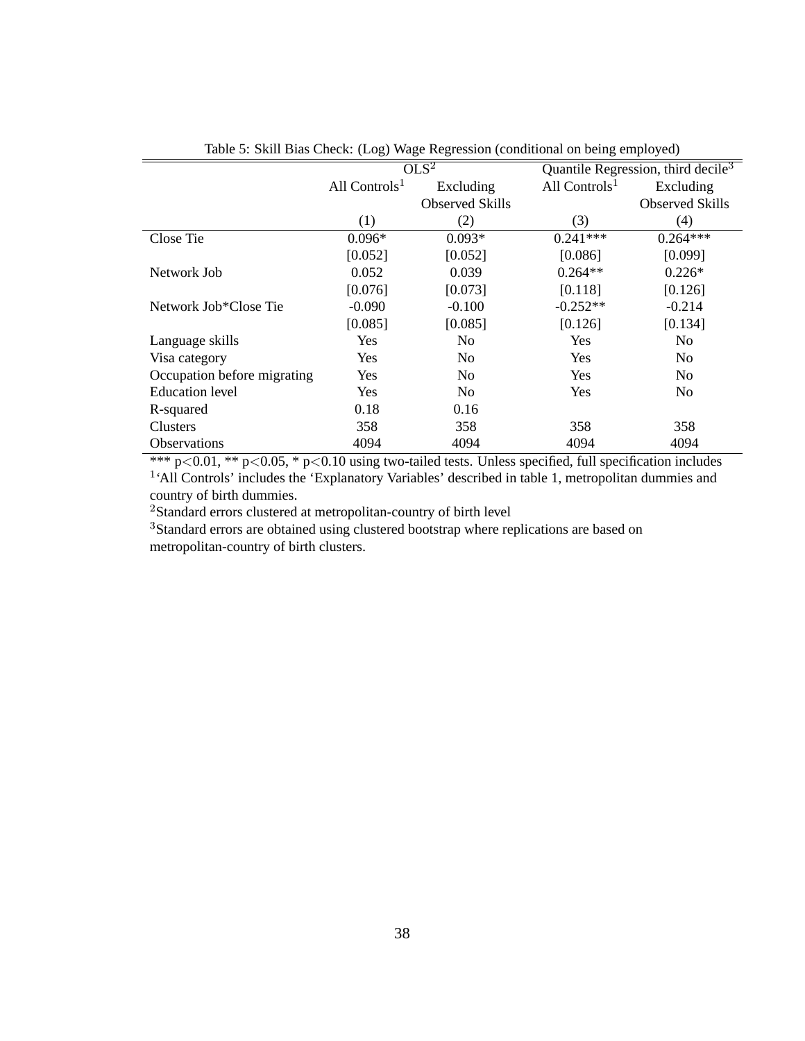Table 5: Skill Bias Check: (Log) Wage Regression (conditional on being employed)

| | OLS[2] | | Quantile Regression, third decile[3] | |
|---|---|---|---|---|
| | All Controls[1] | Excluding Observed Skills | All Controls[1] | Excluding Observed Skills |
| | (1) | (2) | (3) | (4) |
| Close Tie | 0.096* | 0.093* | 0.241*** | 0.264*** |
| | [0.052] | [0.052] | [0.086] | [0.099] |
| Network Job | 0.052 | 0.039 | 0.264** | 0.226* |
| | [0.076] | [0.073] | [0.118] | [0.126] |
| Network Job*Close Tie | -0.090 | -0.100 | -0.252** | -0.214 |
| | [0.085] | [0.085] | [0.126] | [0.134] |
| Language skills | Yes | No | Yes | No |
| Visa category | Yes | No | Yes | No |
| Occupation before migrating | Yes | No | Yes | No |
| Education level | Yes | No | Yes | No |
| R-squared | 0.18 | 0.16 | | |
| Clusters | 358 | 358 | 358 | 358 |
| Observations | 4094 | 4094 | 4094 | 4094 |

*** $p<0.01$, ** $p<0.05$, * $p<0.10$ using two-tailed tests. Unless specified, full specification includes

[1]'All Controls' includes the 'Explanatory Variables' described in table 1, metropolitan dummies and country of birth dummies.

[2]Standard errors clustered at metropolitan-country of birth level

[3]Standard errors are obtained using clustered bootstrap where replications are based on metropolitan-country of birth clusters.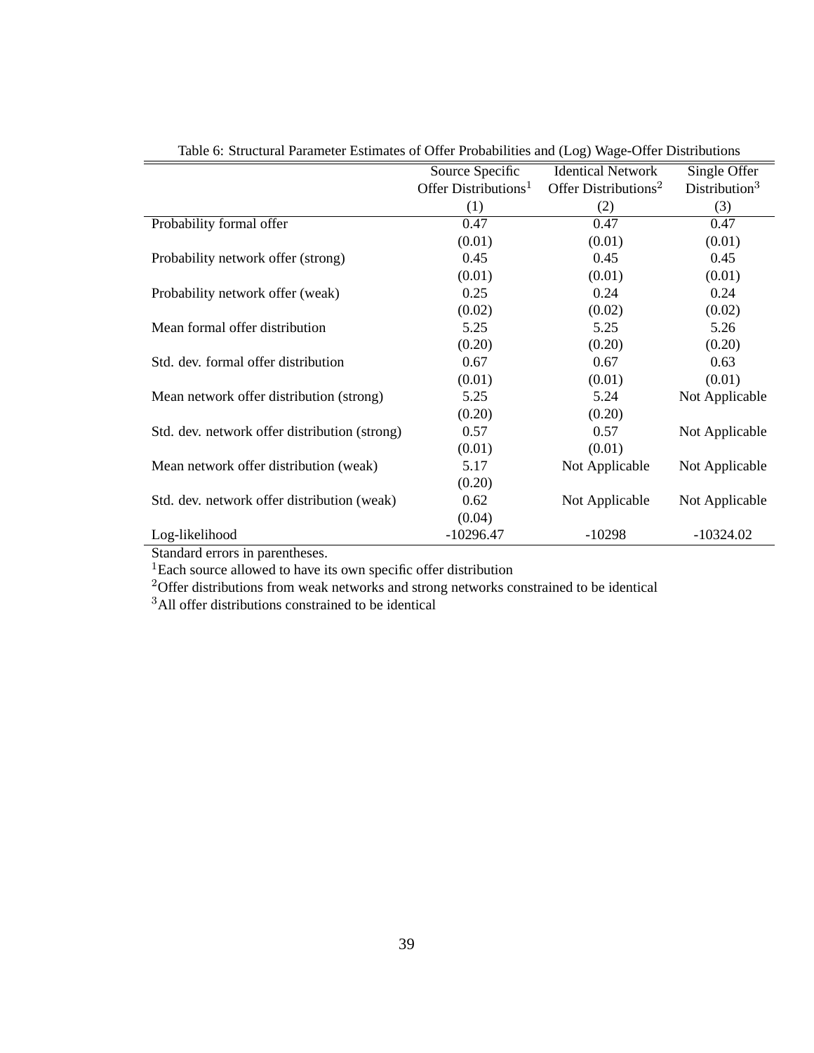Table 6: Structural Parameter Estimates of Offer Probabilities and (Log) Wage-Offer Distributions

| | Source Specific Offer Distributions[1] | Identical Network Offer Distributions[2] | Single Offer Distribution[3] |
|---|---|---|---|
| | (1) | (2) | (3) |
| Probability formal offer | 0.47 | 0.47 | 0.47 |
| | (0.01) | (0.01) | (0.01) |
| Probability network offer (strong) | 0.45 | 0.45 | 0.45 |
| | (0.01) | (0.01) | (0.01) |
| Probability network offer (weak) | 0.25 | 0.24 | 0.24 |
| | (0.02) | (0.02) | (0.02) |
| Mean formal offer distribution | 5.25 | 5.25 | 5.26 |
| | (0.20) | (0.20) | (0.20) |
| Std. dev. formal offer distribution | 0.67 | 0.67 | 0.63 |
| | (0.01) | (0.01) | (0.01) |
| Mean network offer distribution (strong) | 5.25 | 5.24 | Not Applicable |
| | (0.20) | (0.20) | |
| Std. dev. network offer distribution (strong) | 0.57 | 0.57 | Not Applicable |
| | (0.01) | (0.01) | |
| Mean network offer distribution (weak) | 5.17 | Not Applicable | Not Applicable |
| | (0.20) | | |
| Std. dev. network offer distribution (weak) | 0.62 | Not Applicable | Not Applicable |
| | (0.04) | | |
| Log-likelihood | -10296.47 | -10298 | -10324.02 |

Standard errors in parentheses.

[1]Each source allowed to have its own specific offer distribution

[2]Offer distributions from weak networks and strong networks constrained to be identical

[3]All offer distributions constrained to be identical